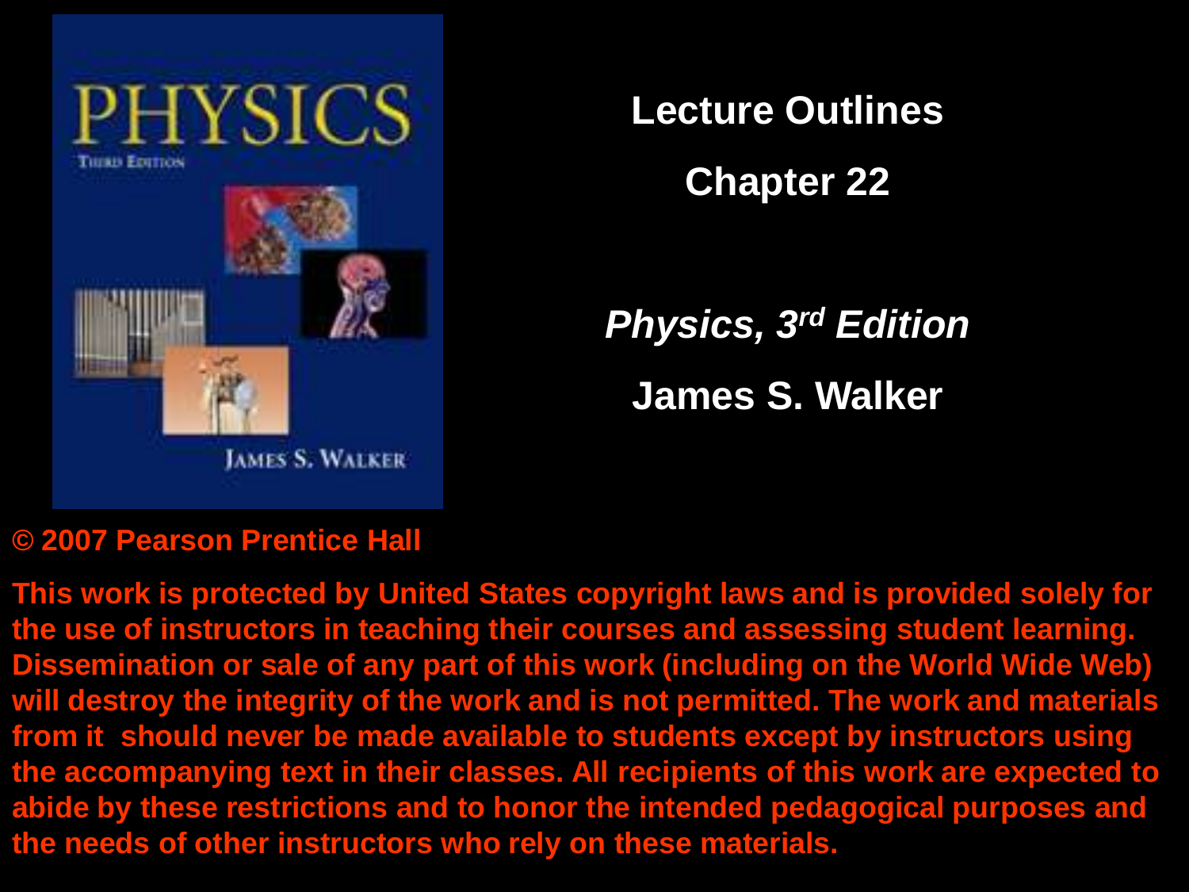# Lecture Outlines

## Chapter 22

***Physics, 3rd Edition***

**James S. Walker**

**© 2007 Pearson Prentice Hall**

**This work is protected by United States copyright laws and is provided solely for the use of instructors in teaching their courses and assessing student learning. Dissemination or sale of any part of this work (including on the World Wide Web) will destroy the integrity of the work and is not permitted. The work and materials from it should never be made available to students except by instructors using the accompanying text in their classes. All recipients of this work are expected to abide by these restrictions and to honor the intended pedagogical purposes and the needs of other instructors who rely on these materials.**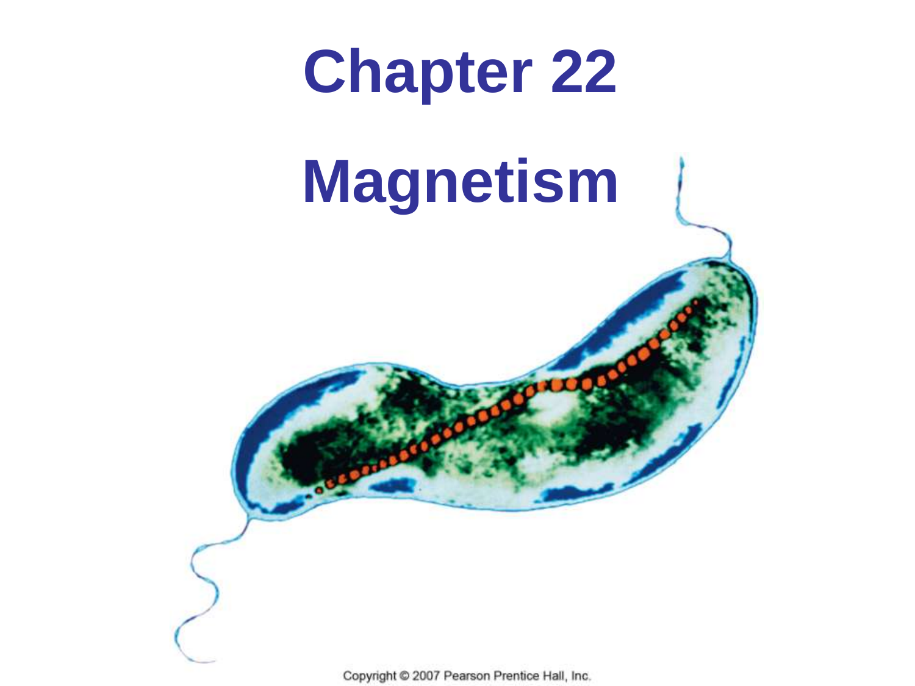# Chapter 22

# Magnetism

Copyright © 2007 Pearson Prentice Hall, Inc.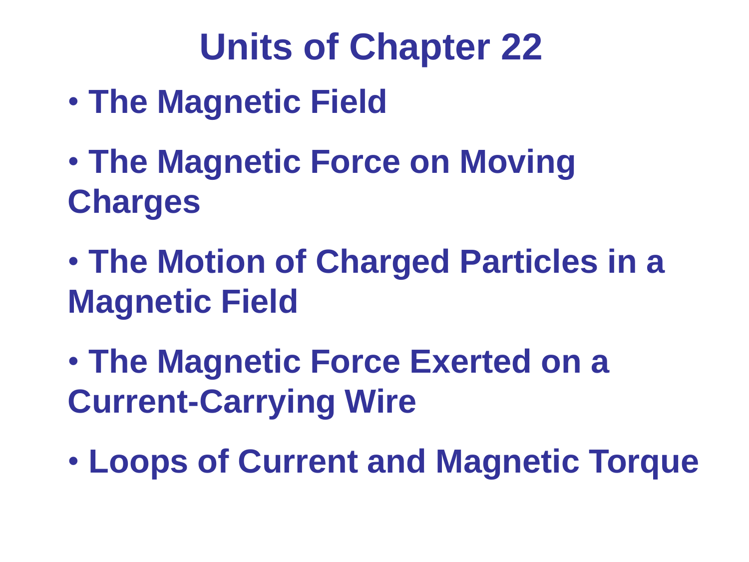# Units of Chapter 22

- **The Magnetic Field**
- **The Magnetic Force on Moving Charges**
- **The Motion of Charged Particles in a Magnetic Field**
- **The Magnetic Force Exerted on a Current-Carrying Wire**
- **Loops of Current and Magnetic Torque**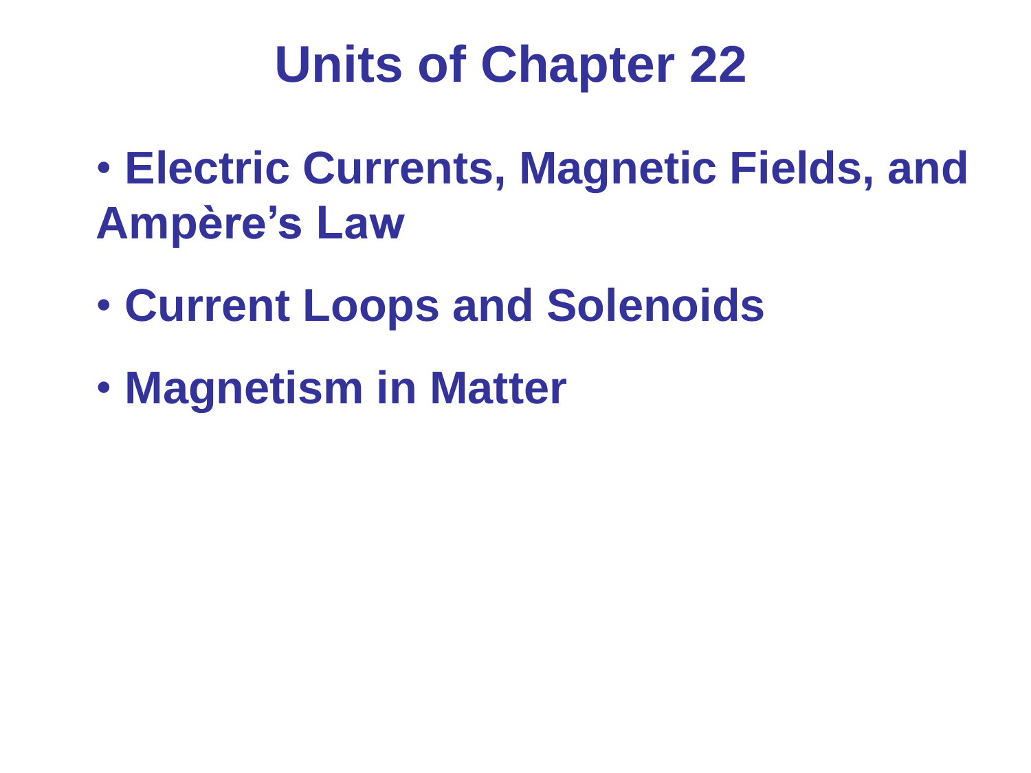# Units of Chapter 22

- **Electric Currents, Magnetic Fields, and Ampère's Law**
- **Current Loops and Solenoids**
- **Magnetism in Matter**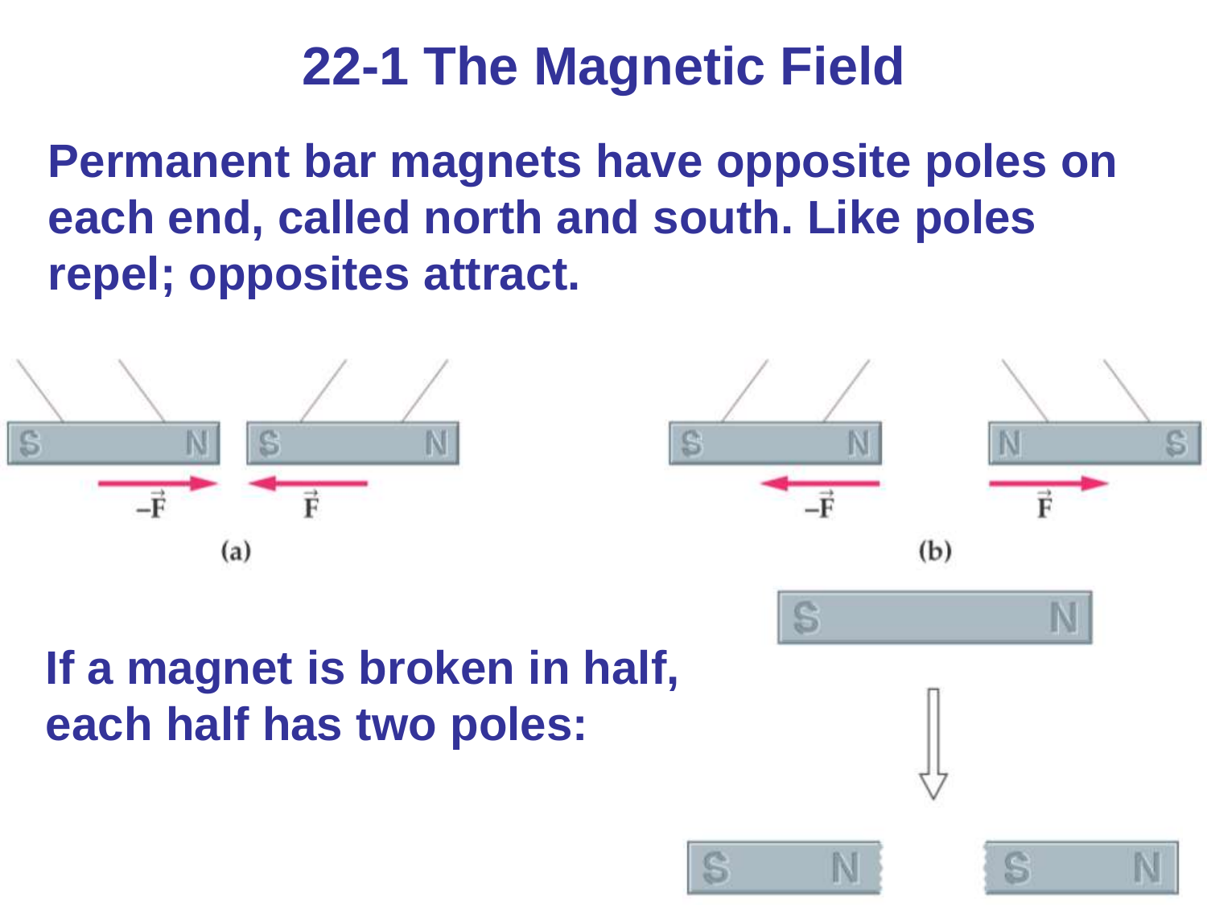# 22-1 The Magnetic Field

**Permanent bar magnets have opposite poles on each end, called north and south. Like poles repel; opposites attract.**

**If a magnet is broken in half, each half has two poles:**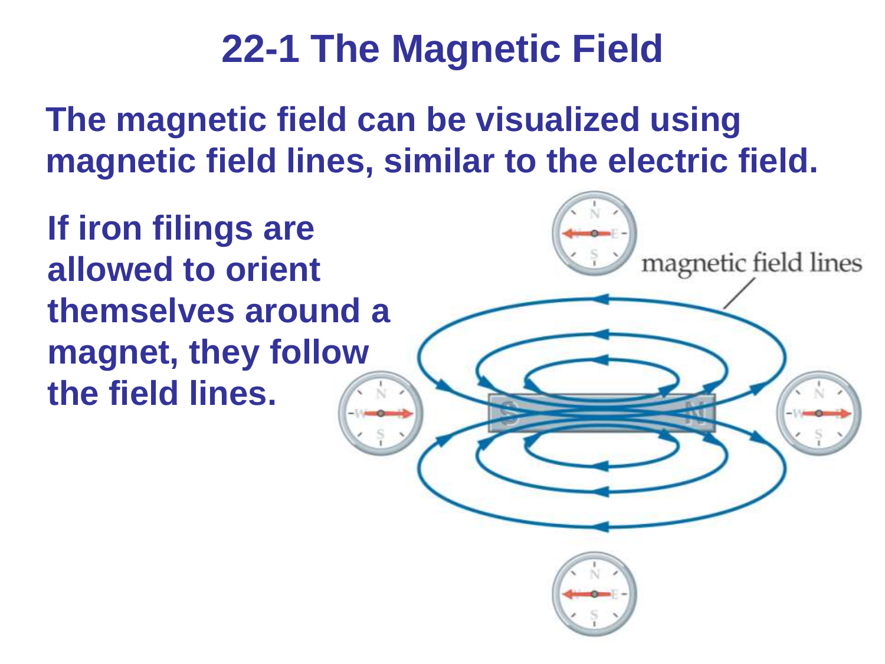# 22-1 The Magnetic Field

**The magnetic field can be visualized using magnetic field lines, similar to the electric field.**

**If iron filings are allowed to orient themselves around a magnet, they follow the field lines.**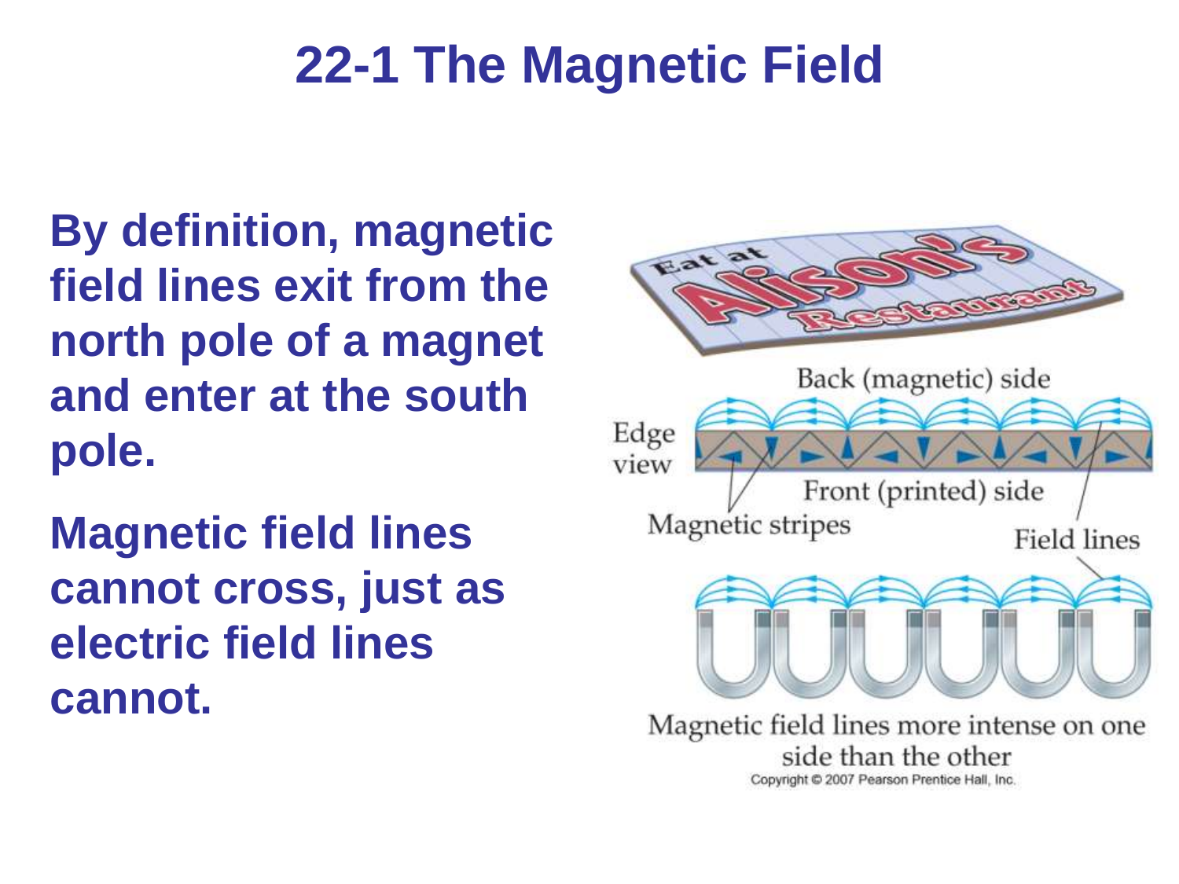# 22-1 The Magnetic Field

By definition, magnetic field lines exit from the north pole of a magnet and enter at the south pole.

Magnetic field lines cannot cross, just as electric field lines cannot.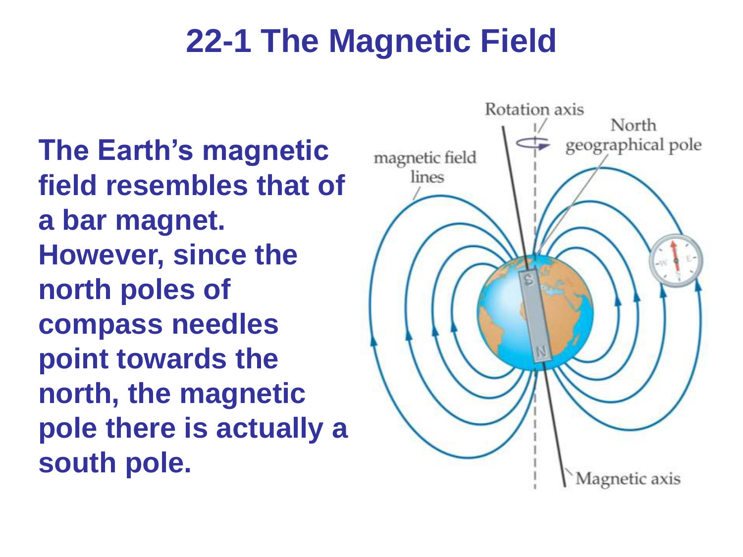# 22-1 The Magnetic Field

**The Earth's magnetic field resembles that of a bar magnet. However, since the north poles of compass needles point towards the north, the magnetic pole there is actually a south pole.**

Rotation axis

North geographical pole

magnetic field lines

Magnetic axis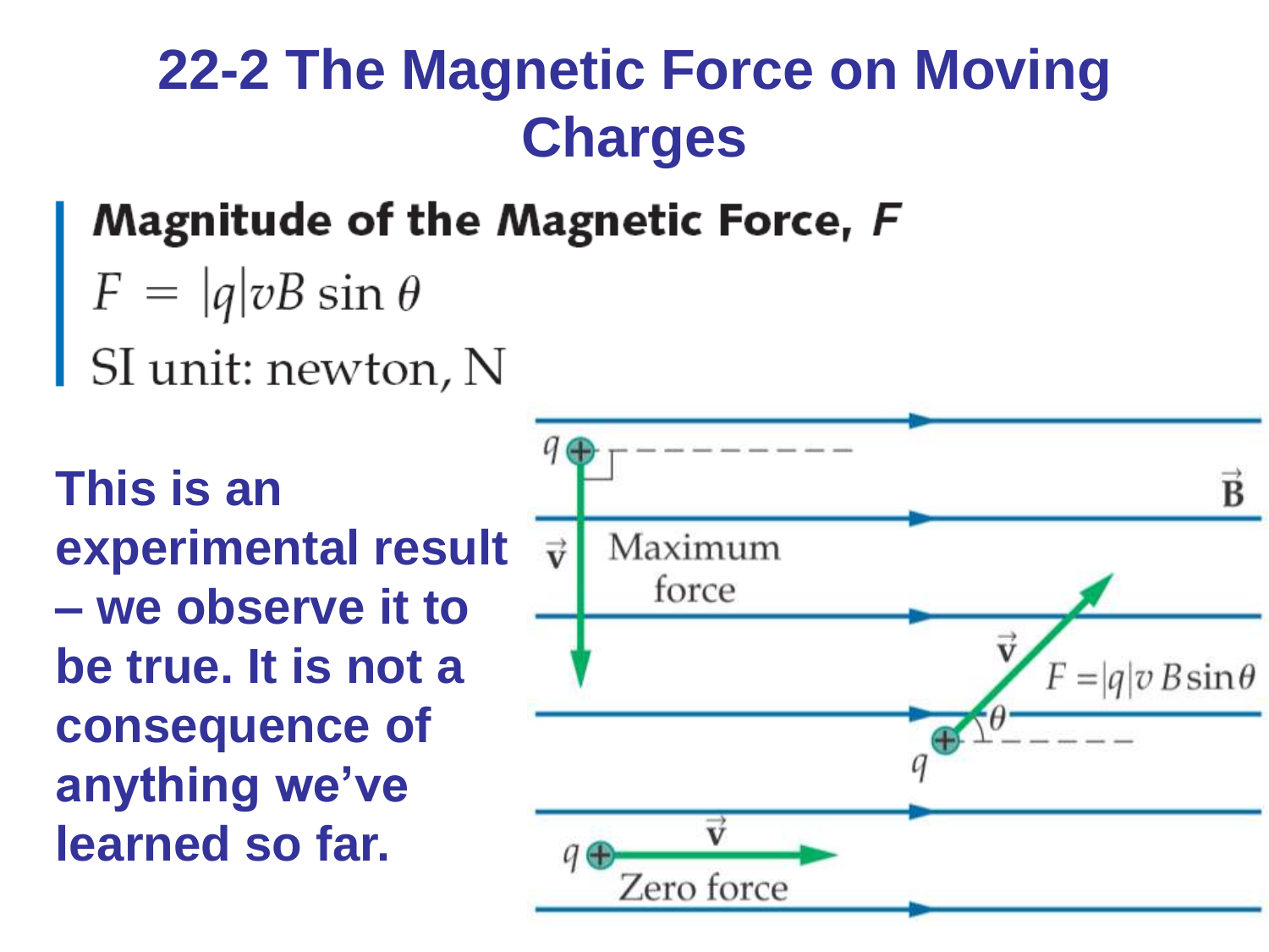# 22-2 The Magnetic Force on Moving Charges

**Magnitude of the Magnetic Force, *F***

$$F = |q|vB\sin\theta$$

SI unit: newton, N

**This is an experimental result – we observe it to be true. It is not a consequence of anything we've learned so far.**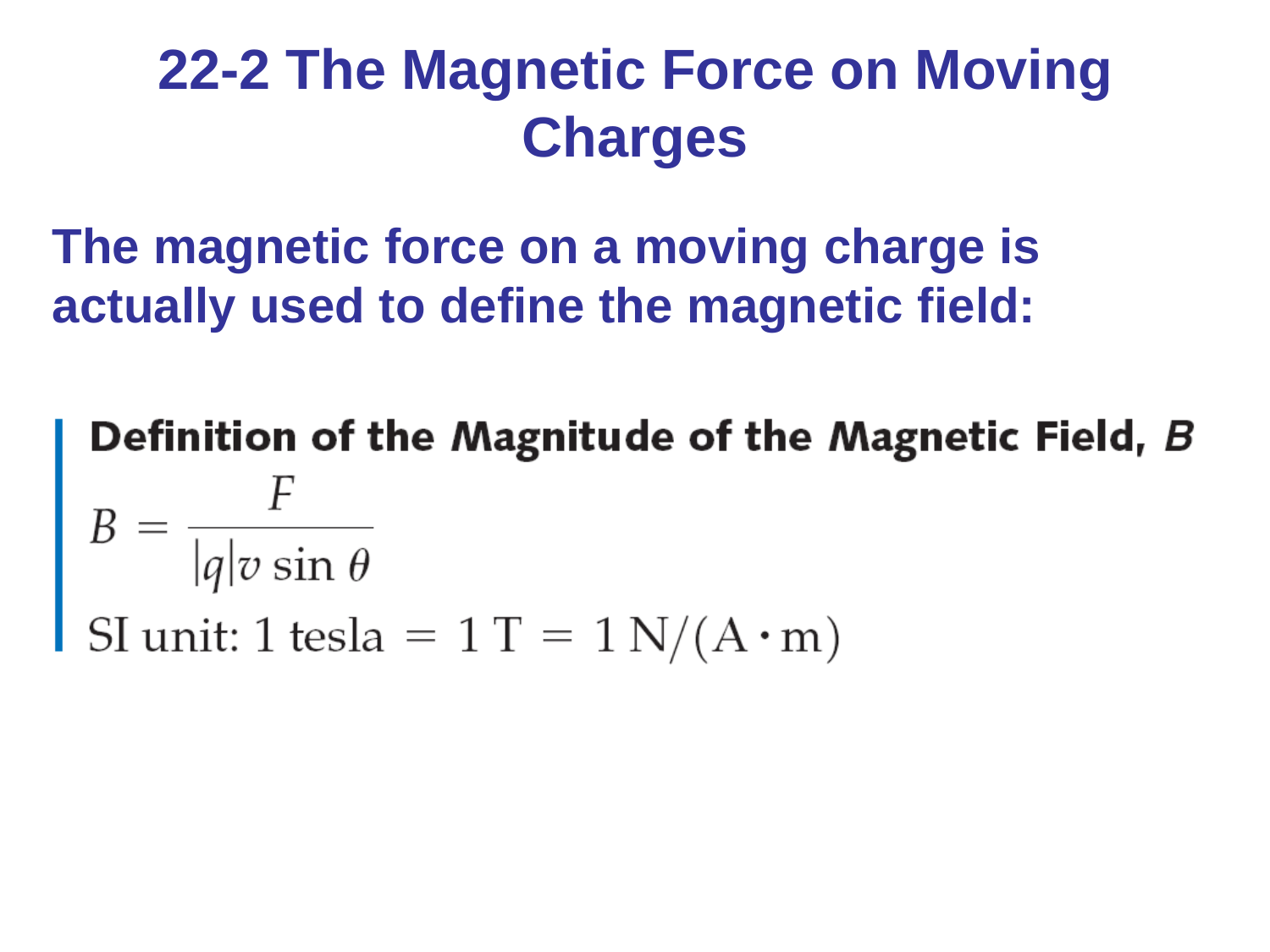# 22-2 The Magnetic Force on Moving Charges

**The magnetic force on a moving charge is actually used to define the magnetic field:**

**Definition of the Magnitude of the Magnetic Field, *B***

$$B = \frac{F}{|q| v \sin \theta}$$

SI unit: $1 \text{ tesla} = 1\,\text{T} = 1\,\text{N}/(\text{A} \cdot \text{m})$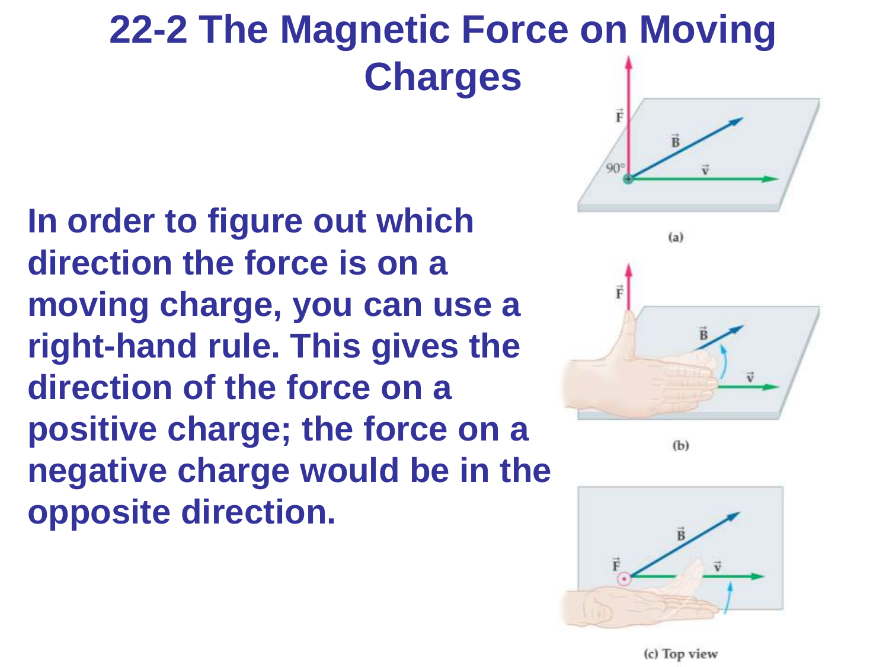# 22-2 The Magnetic Force on Moving Charges

In order to figure out which direction the force is on a moving charge, you can use a right-hand rule. This gives the direction of the force on a positive charge; the force on a negative charge would be in the opposite direction.

(a)

(b)

(c) Top view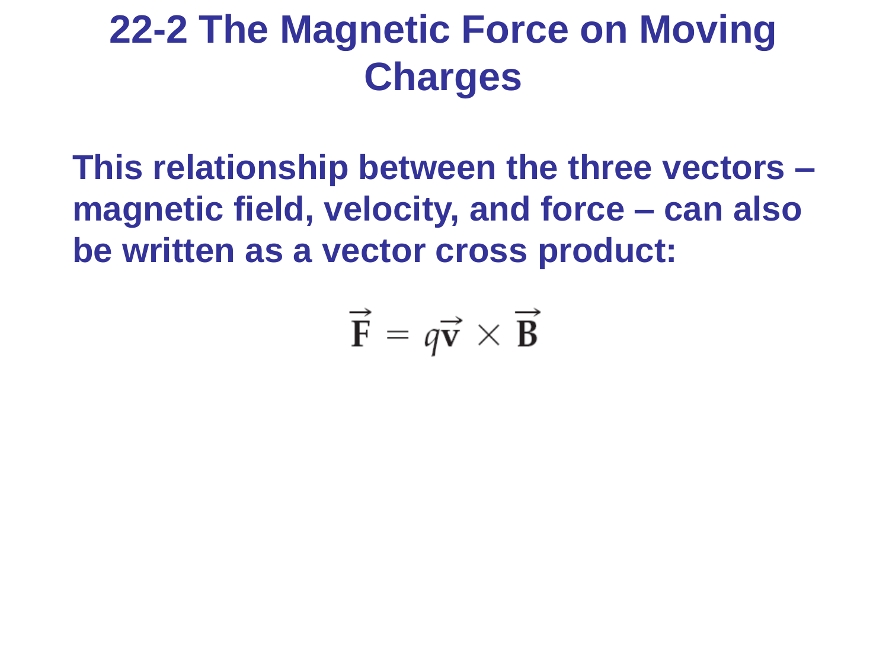# 22-2 The Magnetic Force on Moving Charges

**This relationship between the three vectors – magnetic field, velocity, and force – can also be written as a vector cross product:**

$$\vec{\mathbf{F}} = q\vec{\mathbf{v}} \times \vec{\mathbf{B}}$$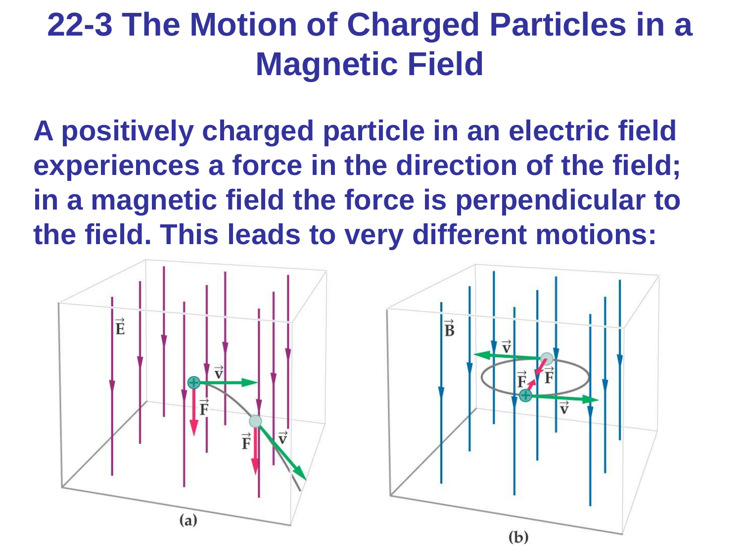# 22-3 The Motion of Charged Particles in a Magnetic Field

**A positively charged particle in an electric field experiences a force in the direction of the field; in a magnetic field the force is perpendicular to the field. This leads to very different motions:**

(a)

(b)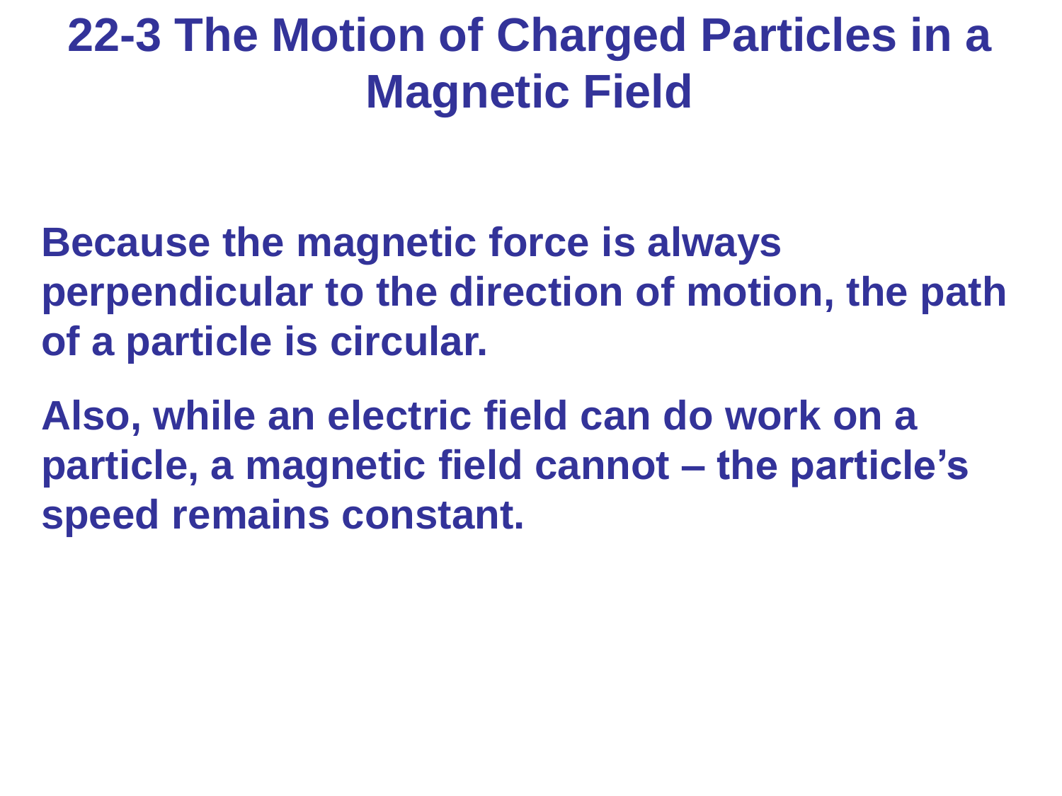# 22-3 The Motion of Charged Particles in a Magnetic Field

**Because the magnetic force is always perpendicular to the direction of motion, the path of a particle is circular.**

**Also, while an electric field can do work on a particle, a magnetic field cannot – the particle's speed remains constant.**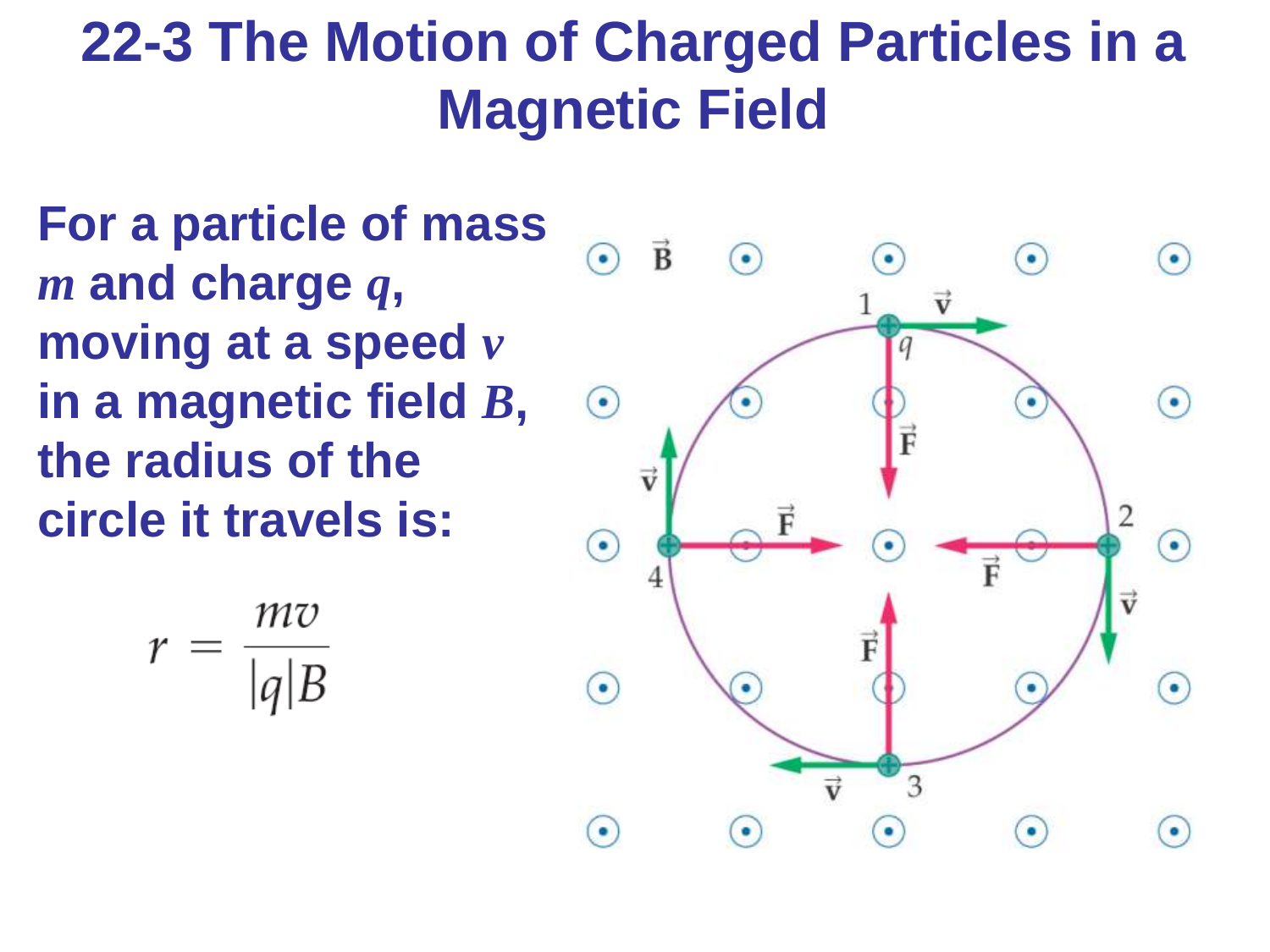# 22-3 The Motion of Charged Particles in a Magnetic Field

**For a particle of mass $m$ and charge $q$, moving at a speed $v$ in a magnetic field $B$, the radius of the circle it travels is:**

$$r = \frac{mv}{|q|B}$$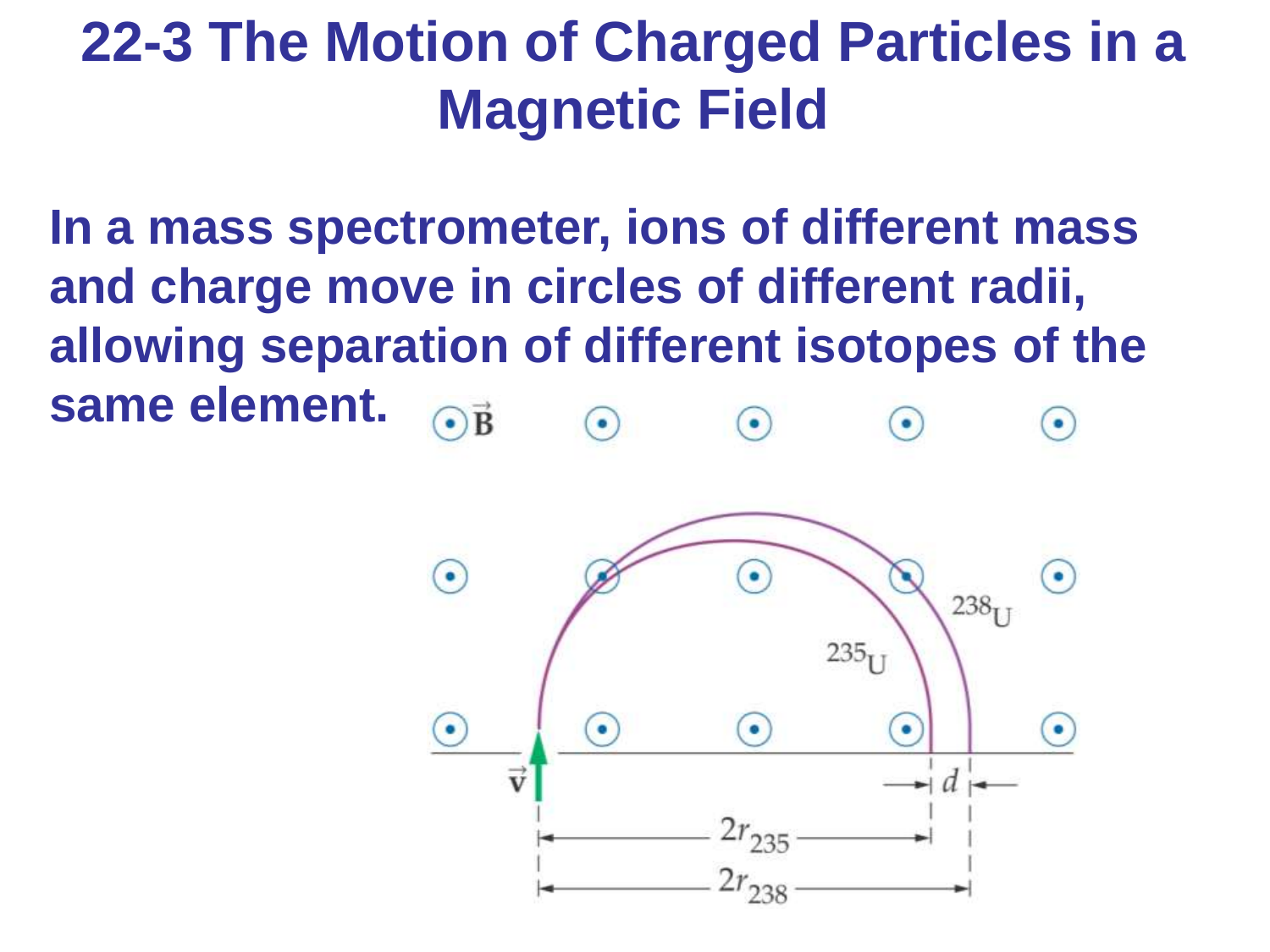# 22-3 The Motion of Charged Particles in a Magnetic Field

**In a mass spectrometer, ions of different mass and charge move in circles of different radii, allowing separation of different isotopes of the same element.**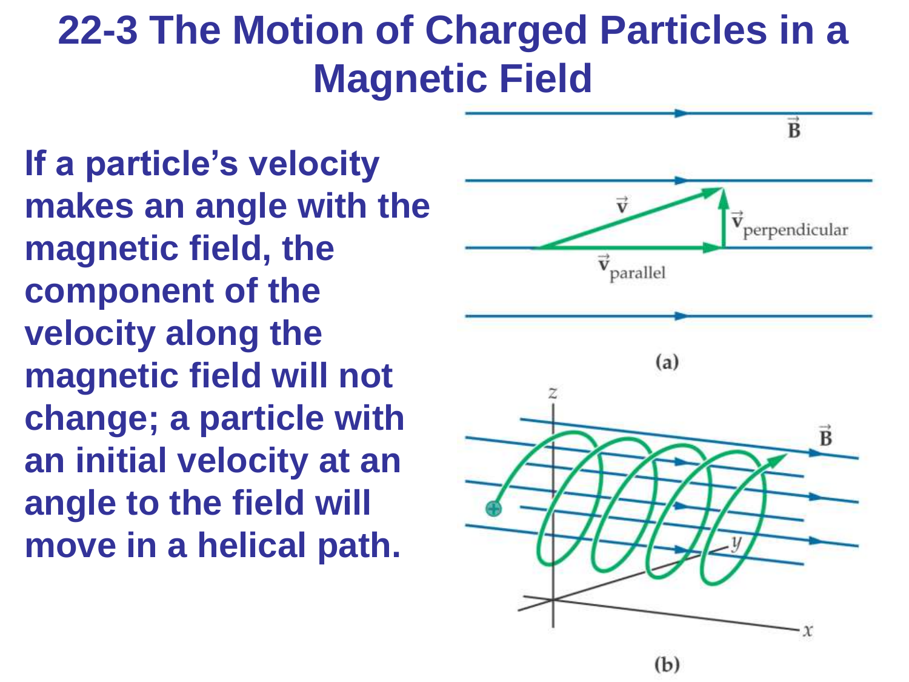# 22-3 The Motion of Charged Particles in a Magnetic Field

**If a particle's velocity makes an angle with the magnetic field, the component of the velocity along the magnetic field will not change; a particle with an initial velocity at an angle to the field will move in a helical path.**

(a)

(b)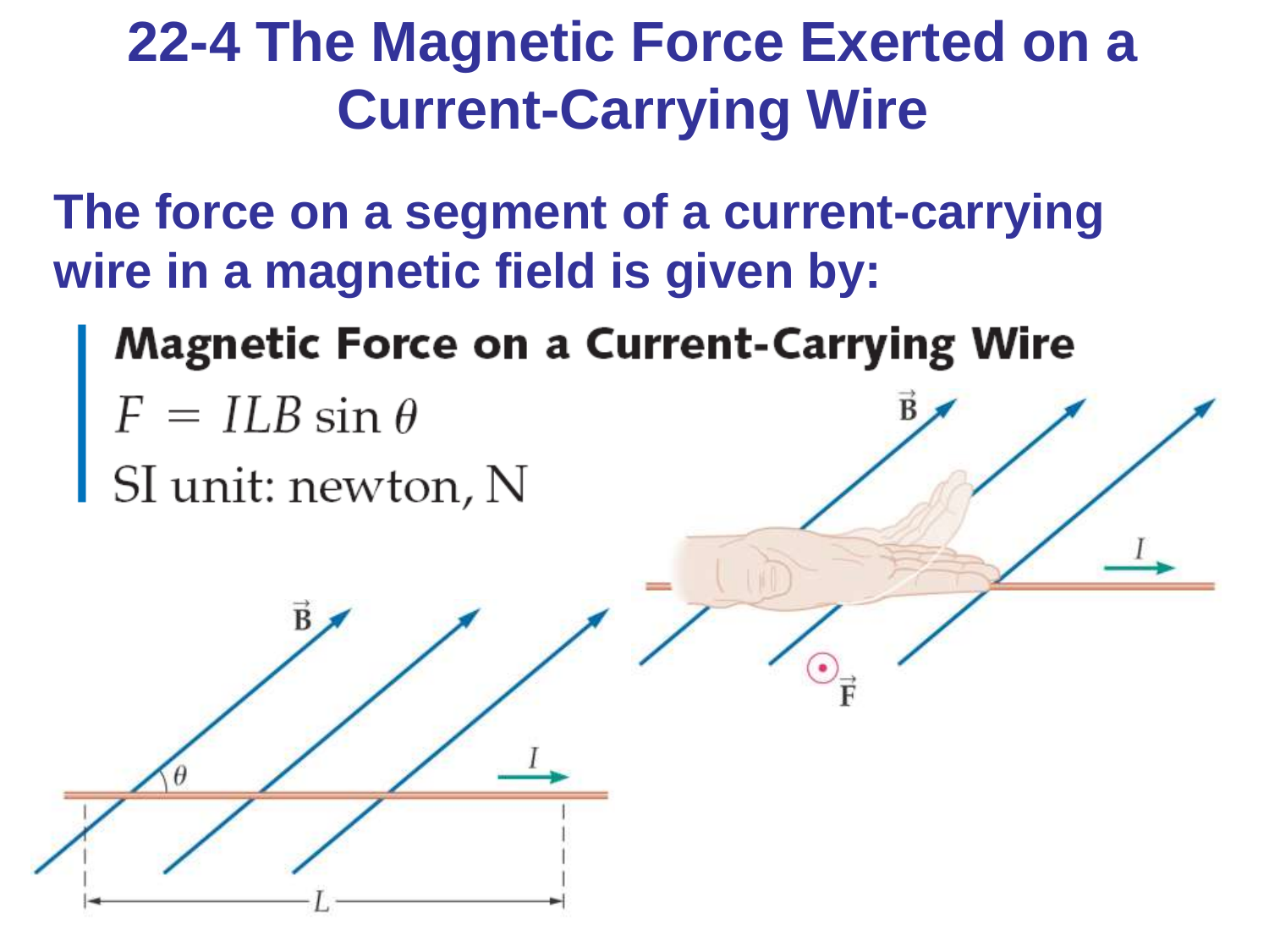# 22-4 The Magnetic Force Exerted on a Current-Carrying Wire

**The force on a segment of a current-carrying wire in a magnetic field is given by:**

**Magnetic Force on a Current-Carrying Wire**

$$F = ILB \sin\theta$$

SI unit: newton, N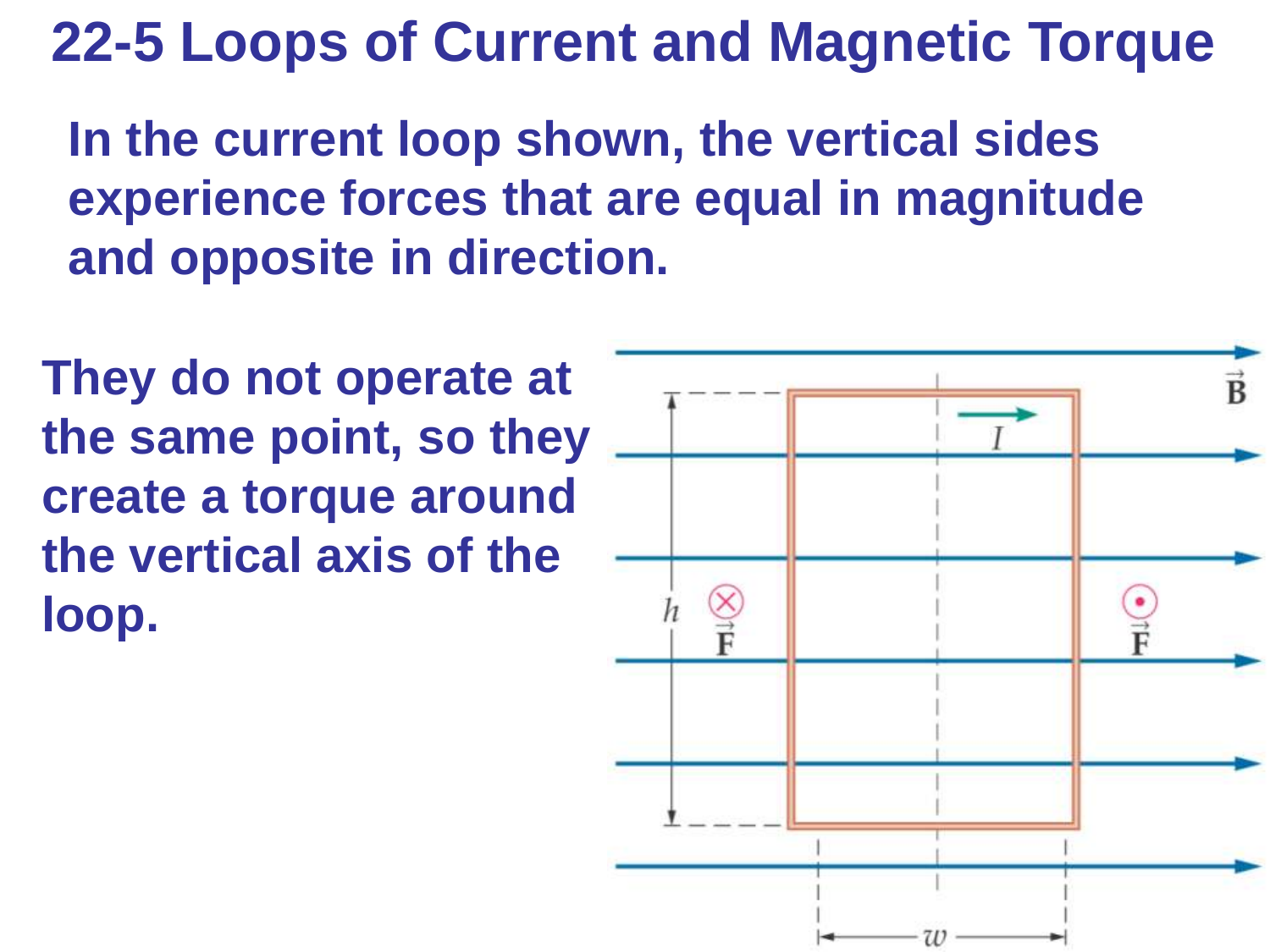# 22-5 Loops of Current and Magnetic Torque

**In the current loop shown, the vertical sides experience forces that are equal in magnitude and opposite in direction.**

**They do not operate at the same point, so they create a torque around the vertical axis of the loop.**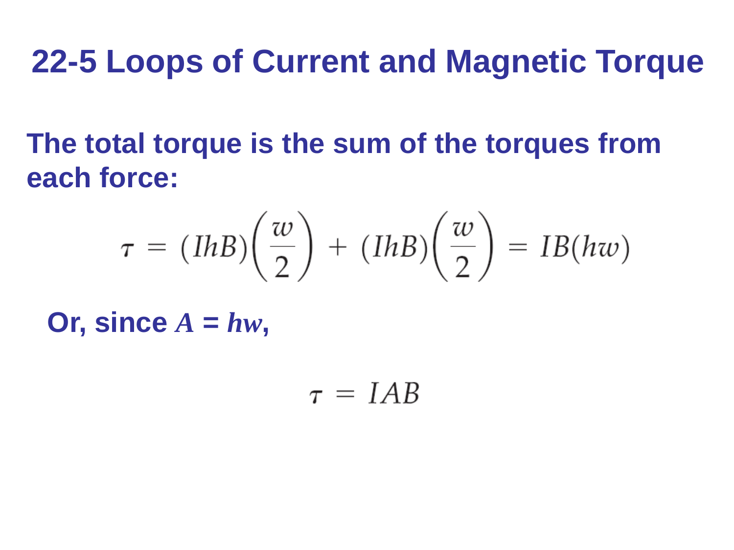# 22-5 Loops of Current and Magnetic Torque

**The total torque is the sum of the torques from each force:**

$$\tau = (IhB)\left(\frac{w}{2}\right) + (IhB)\left(\frac{w}{2}\right) = IB(hw)$$

**Or, since $A = hw$,**

$$\tau = IAB$$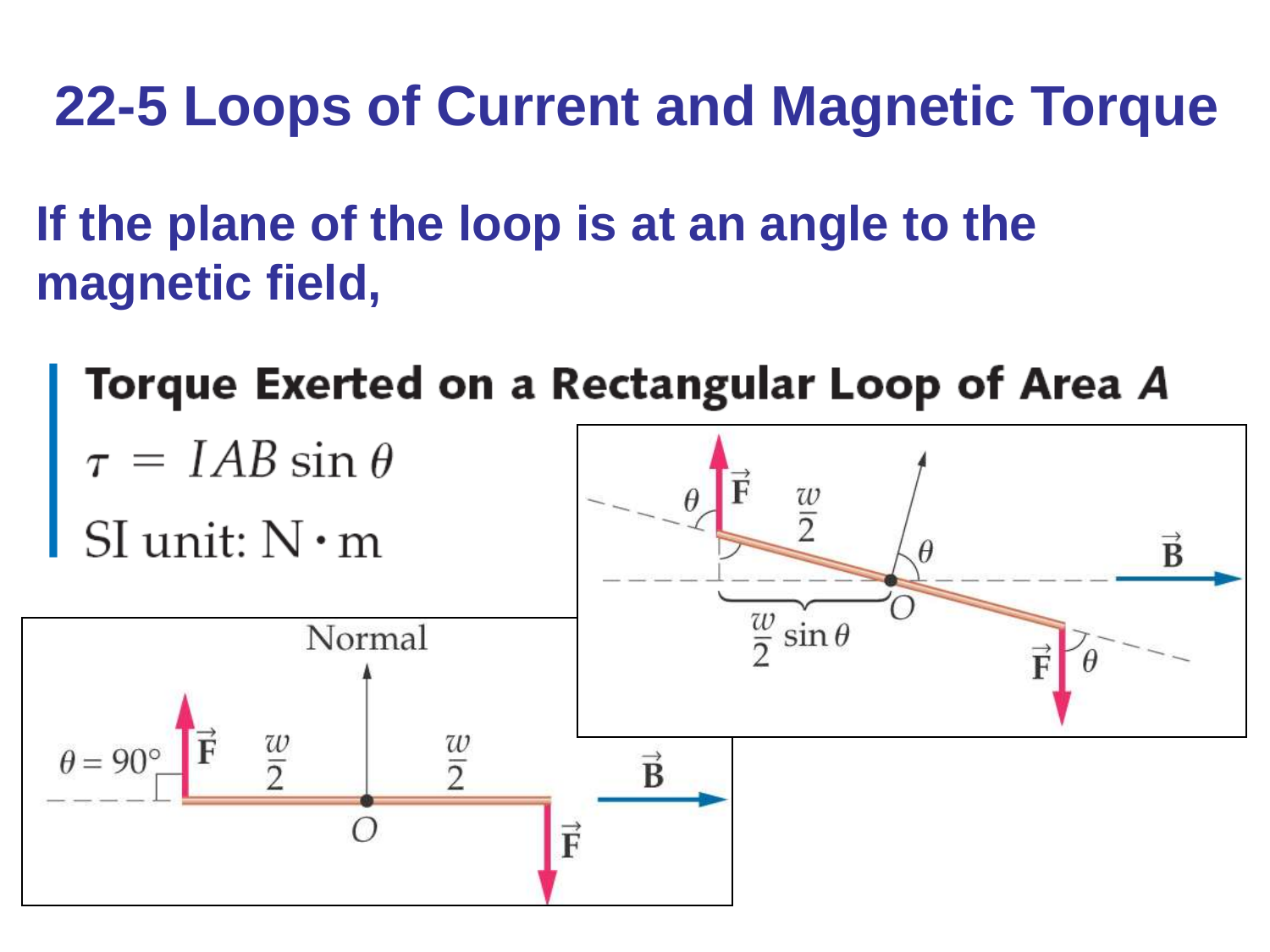# 22-5 Loops of Current and Magnetic Torque

**If the plane of the loop is at an angle to the magnetic field,**

**Torque Exerted on a Rectangular Loop of Area *A***

$$\tau = IAB\sin\theta$$

SI unit: $\mathrm{N \cdot m}$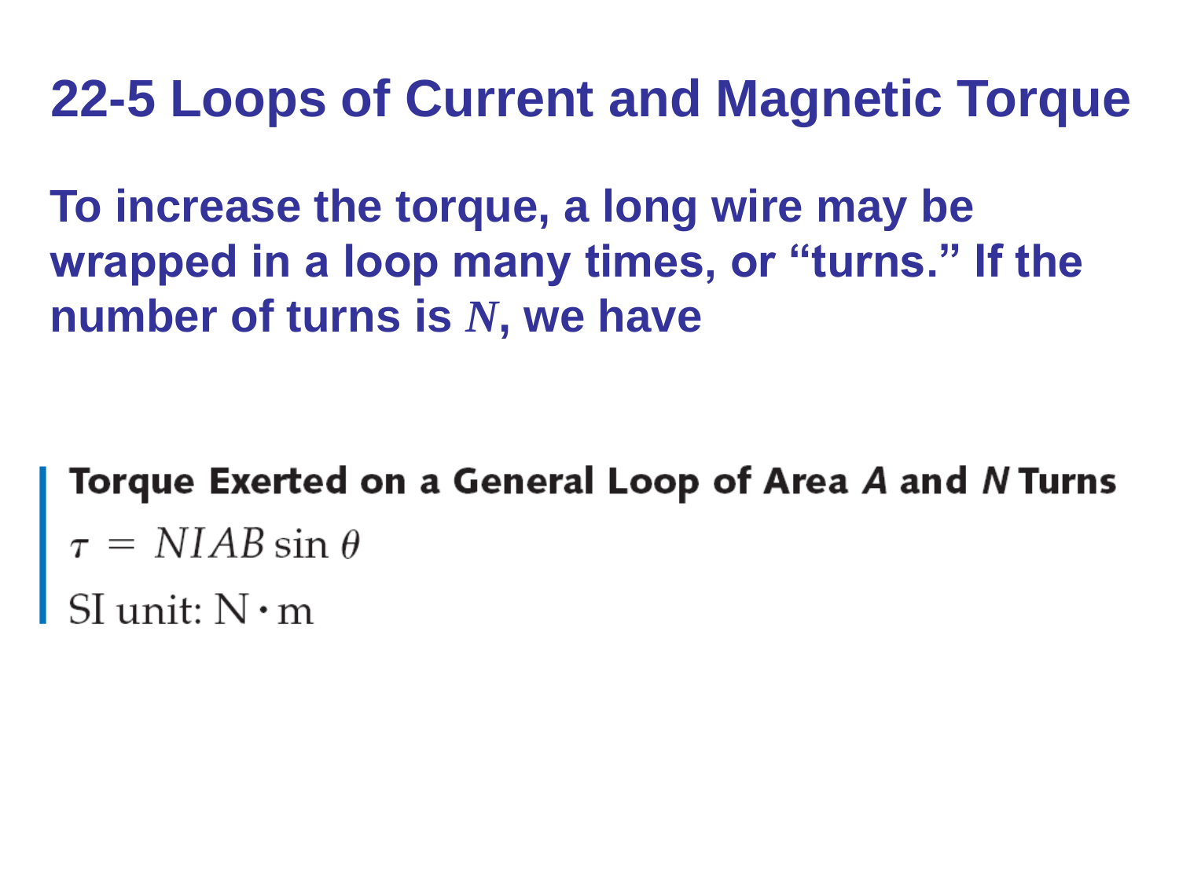# 22-5 Loops of Current and Magnetic Torque

**To increase the torque, a long wire may be wrapped in a loop many times, or "turns." If the number of turns is $N$, we have**

**Torque Exerted on a General Loop of Area $A$ and $N$ Turns**

$$\tau = NIAB \sin\theta$$

SI unit: $\mathrm{N \cdot m}$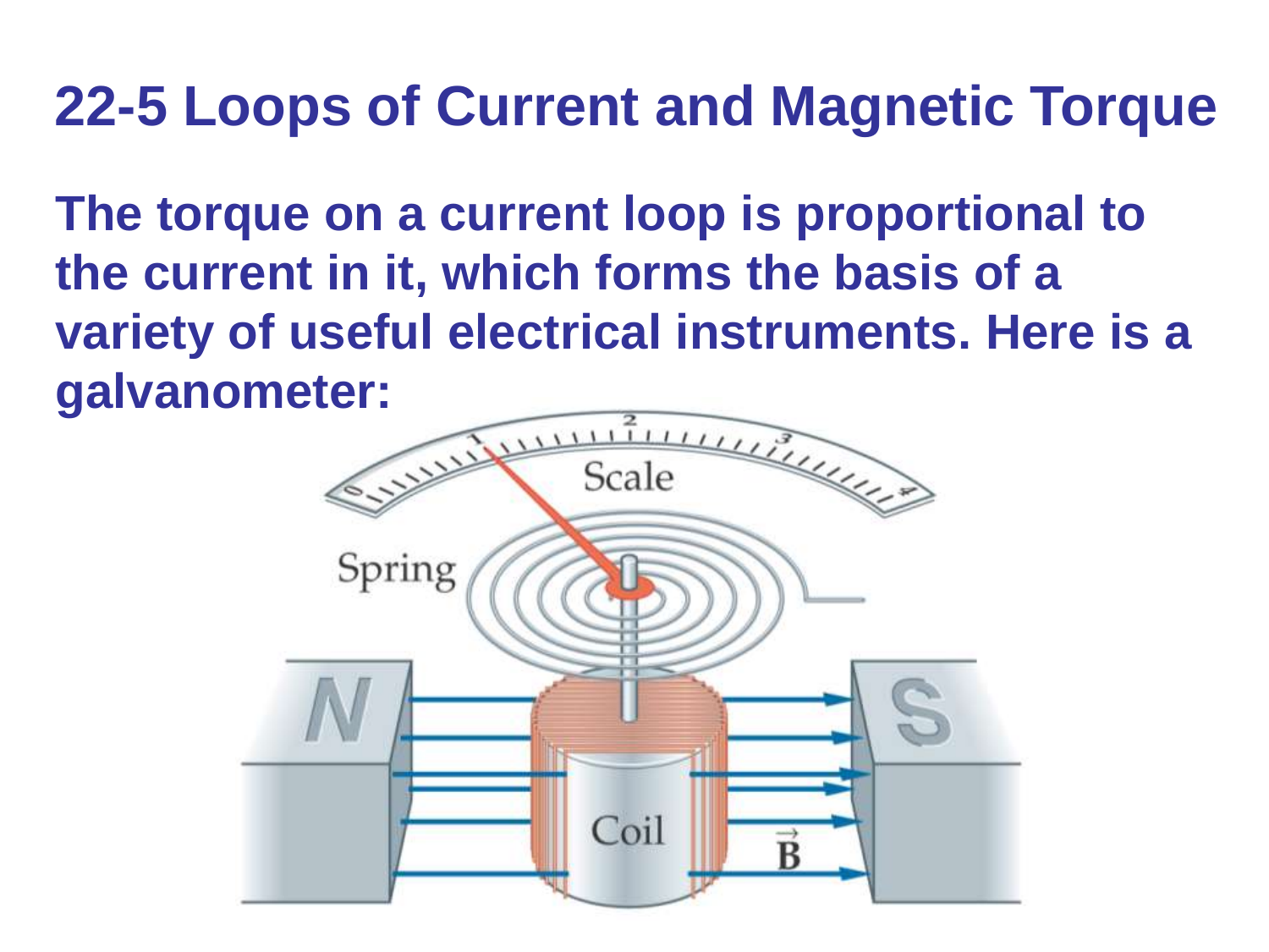# 22-5 Loops of Current and Magnetic Torque

**The torque on a current loop is proportional to the current in it, which forms the basis of a variety of useful electrical instruments. Here is a galvanometer:**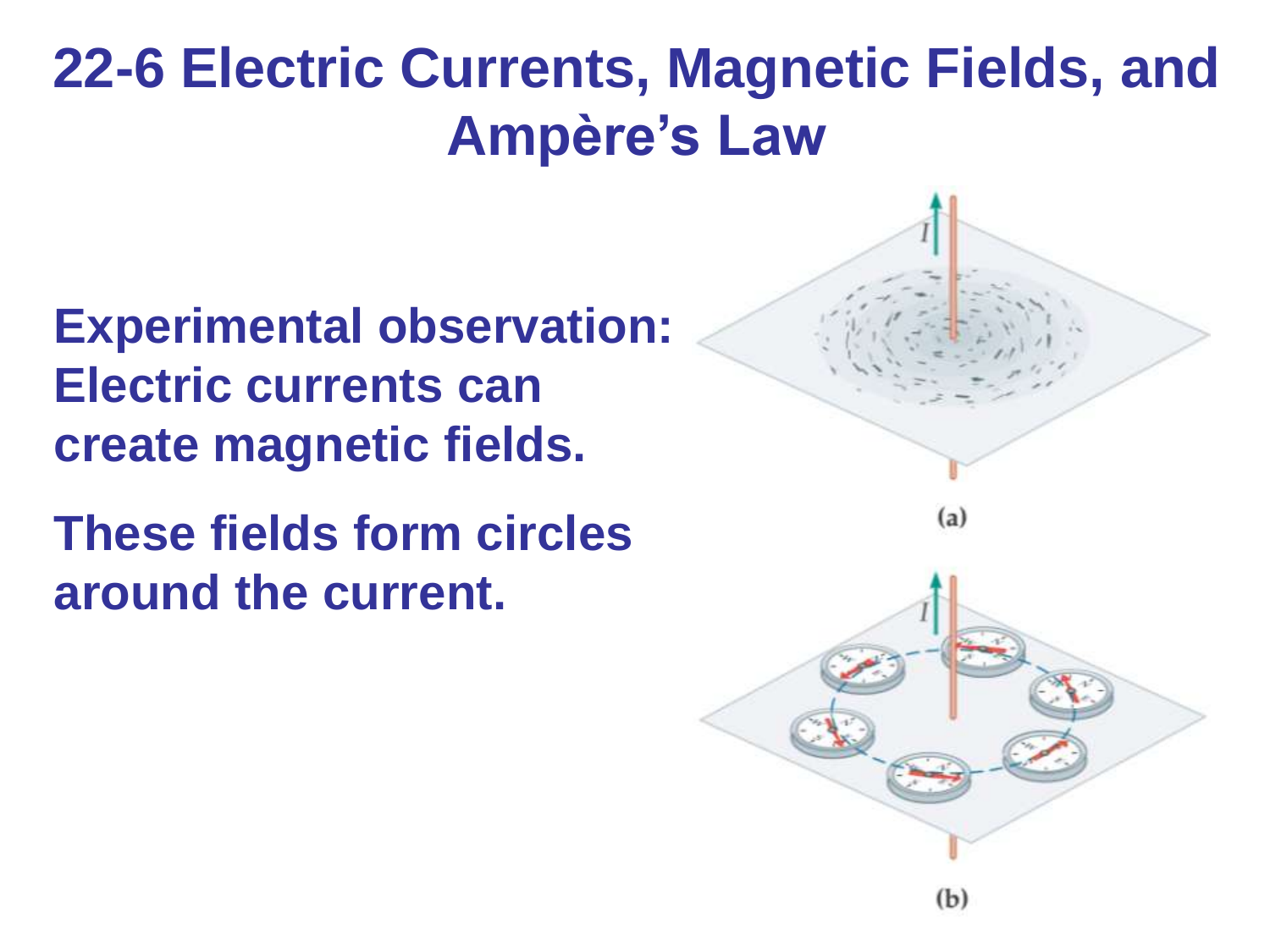# 22-6 Electric Currents, Magnetic Fields, and Ampère's Law

**Experimental observation: Electric currents can create magnetic fields.**

**These fields form circles around the current.**

(a)

(b)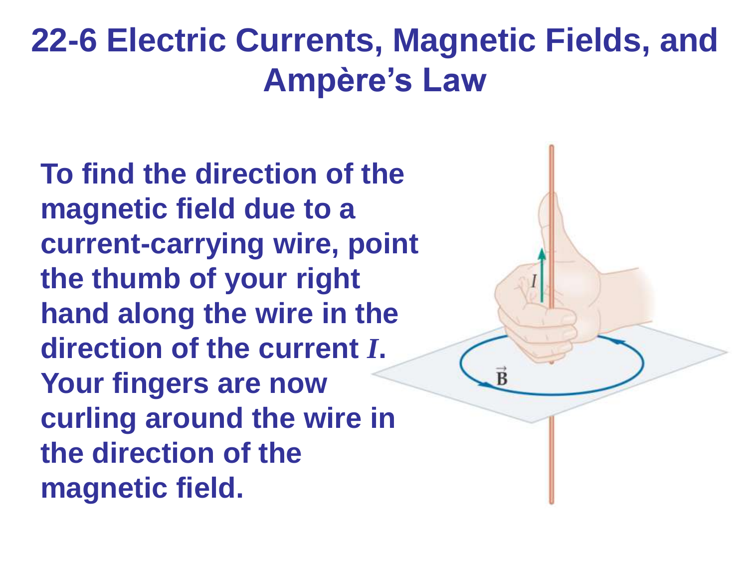# 22-6 Electric Currents, Magnetic Fields, and Ampère's Law

**To find the direction of the magnetic field due to a current-carrying wire, point the thumb of your right hand along the wire in the direction of the current $I$. Your fingers are now curling around the wire in the direction of the magnetic field.**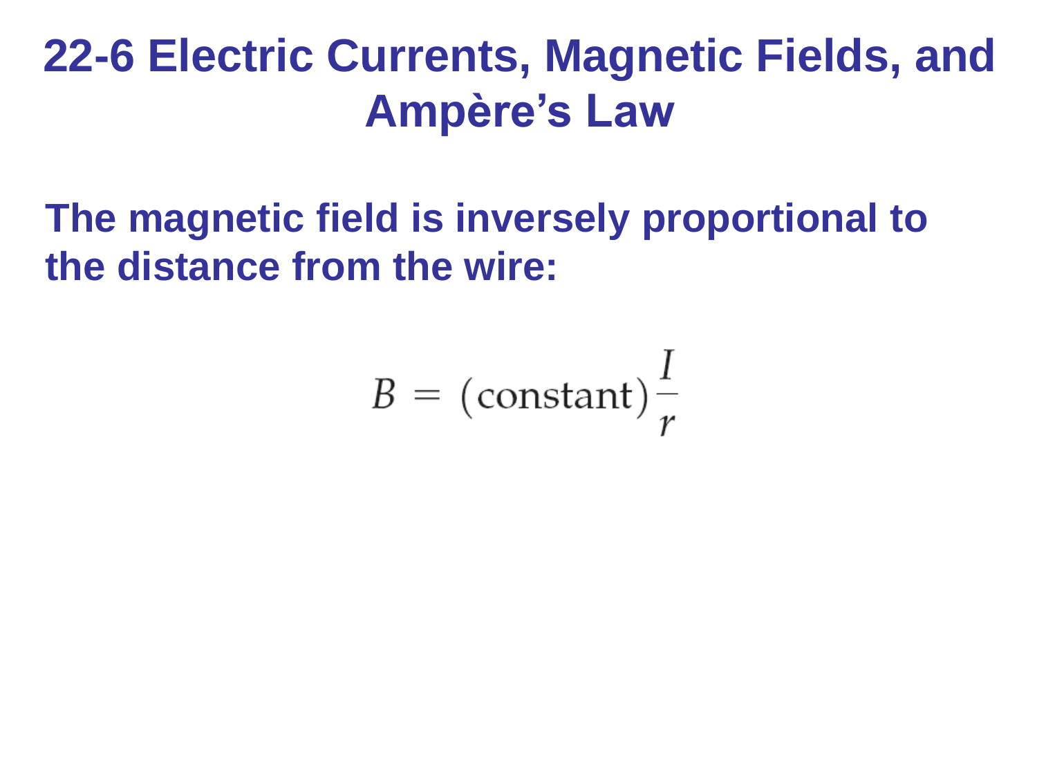# 22-6 Electric Currents, Magnetic Fields, and Ampère's Law

**The magnetic field is inversely proportional to the distance from the wire:**

$$B = (\text{constant})\frac{I}{r}$$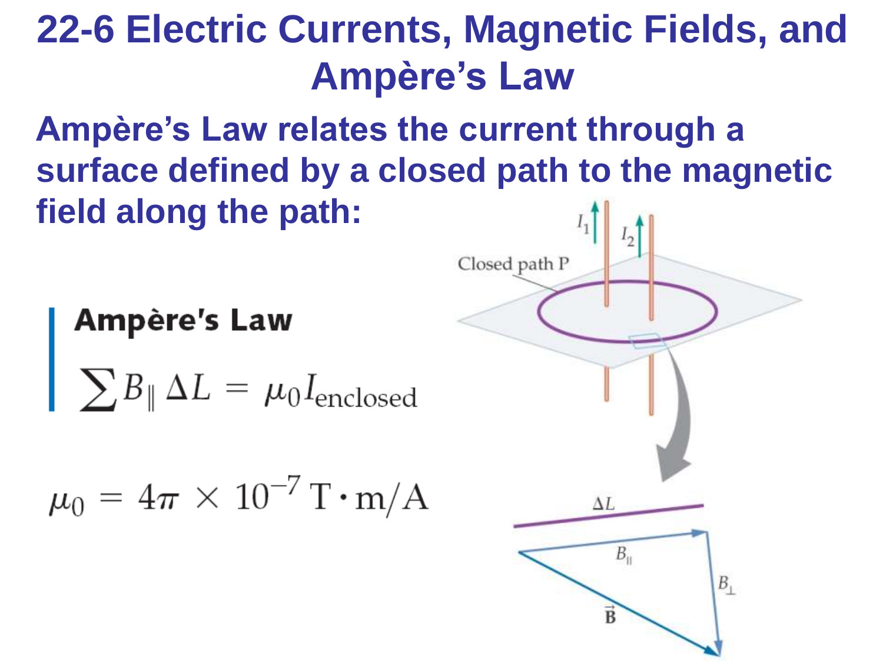# 22-6 Electric Currents, Magnetic Fields, and Ampère's Law

**Ampère's Law relates the current through a surface defined by a closed path to the magnetic field along the path:**

**Ampère's Law**

$$\sum B_{\parallel} \Delta L = \mu_0 I_{\text{enclosed}}$$

$$\mu_0 = 4\pi \times 10^{-7}\ \text{T} \cdot \text{m/A}$$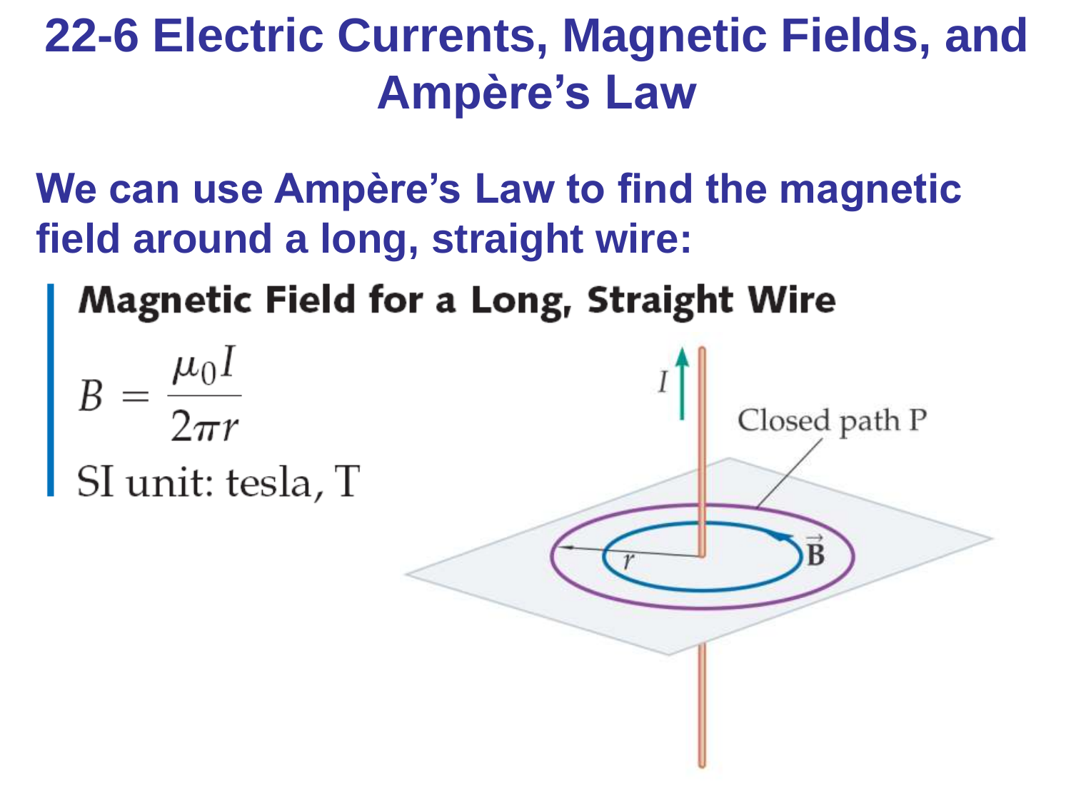# 22-6 Electric Currents, Magnetic Fields, and Ampère's Law

**We can use Ampère's Law to find the magnetic field around a long, straight wire:**

**Magnetic Field for a Long, Straight Wire**

$$B = \frac{\mu_0 I}{2\pi r}$$

SI unit: tesla, T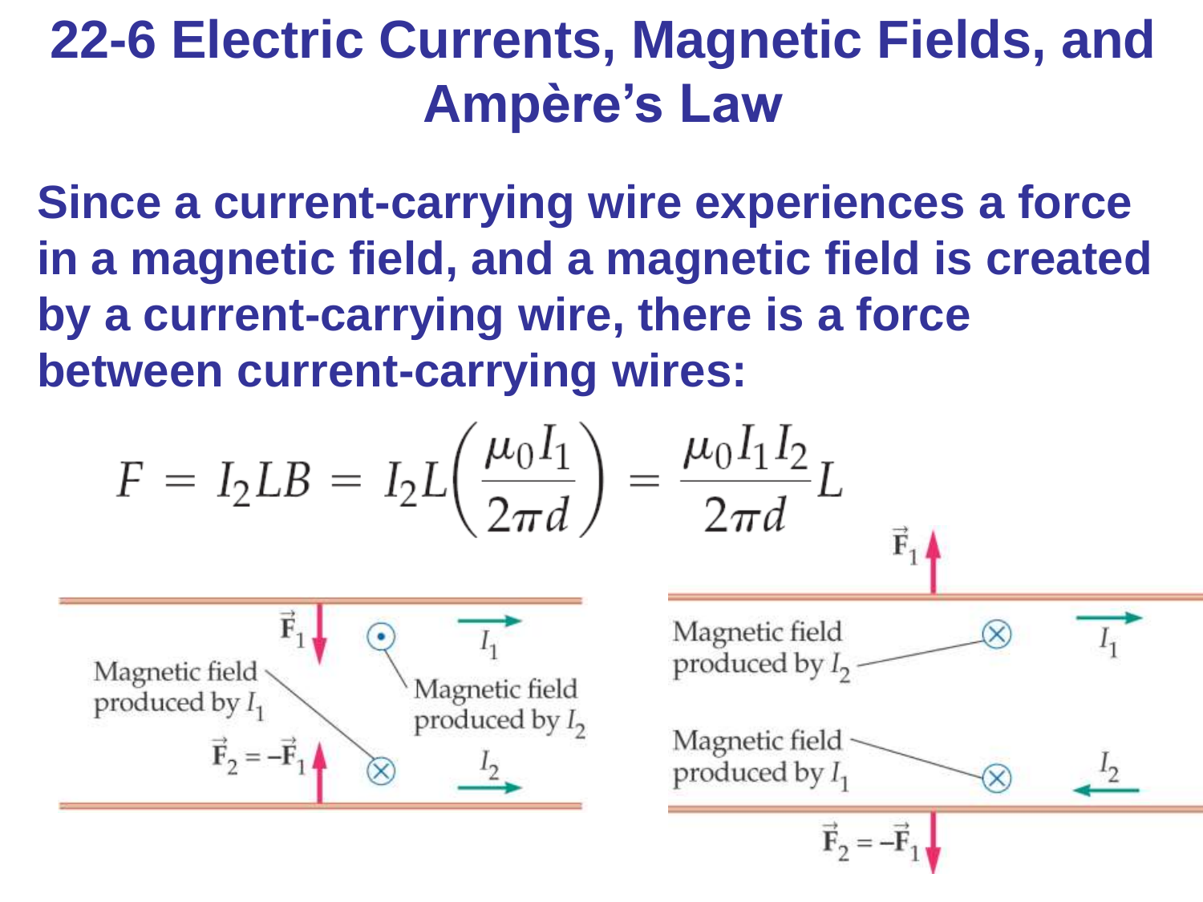# 22-6 Electric Currents, Magnetic Fields, and Ampère's Law

**Since a current-carrying wire experiences a force in a magnetic field, and a magnetic field is created by a current-carrying wire, there is a force between current-carrying wires:**

$$F = I_2LB = I_2L\left(\frac{\mu_0 I_1}{2\pi d}\right) = \frac{\mu_0 I_1 I_2}{2\pi d}L$$

Magnetic field produced by $I_1$

Magnetic field produced by $I_2$

$\vec{F}_1$

$\vec{F}_2 = -\vec{F}_1$

$I_1$

$I_2$

Magnetic field produced by $I_2$

Magnetic field produced by $I_1$

$\vec{F}_1$

$\vec{F}_2 = -\vec{F}_1$

$I_1$

$I_2$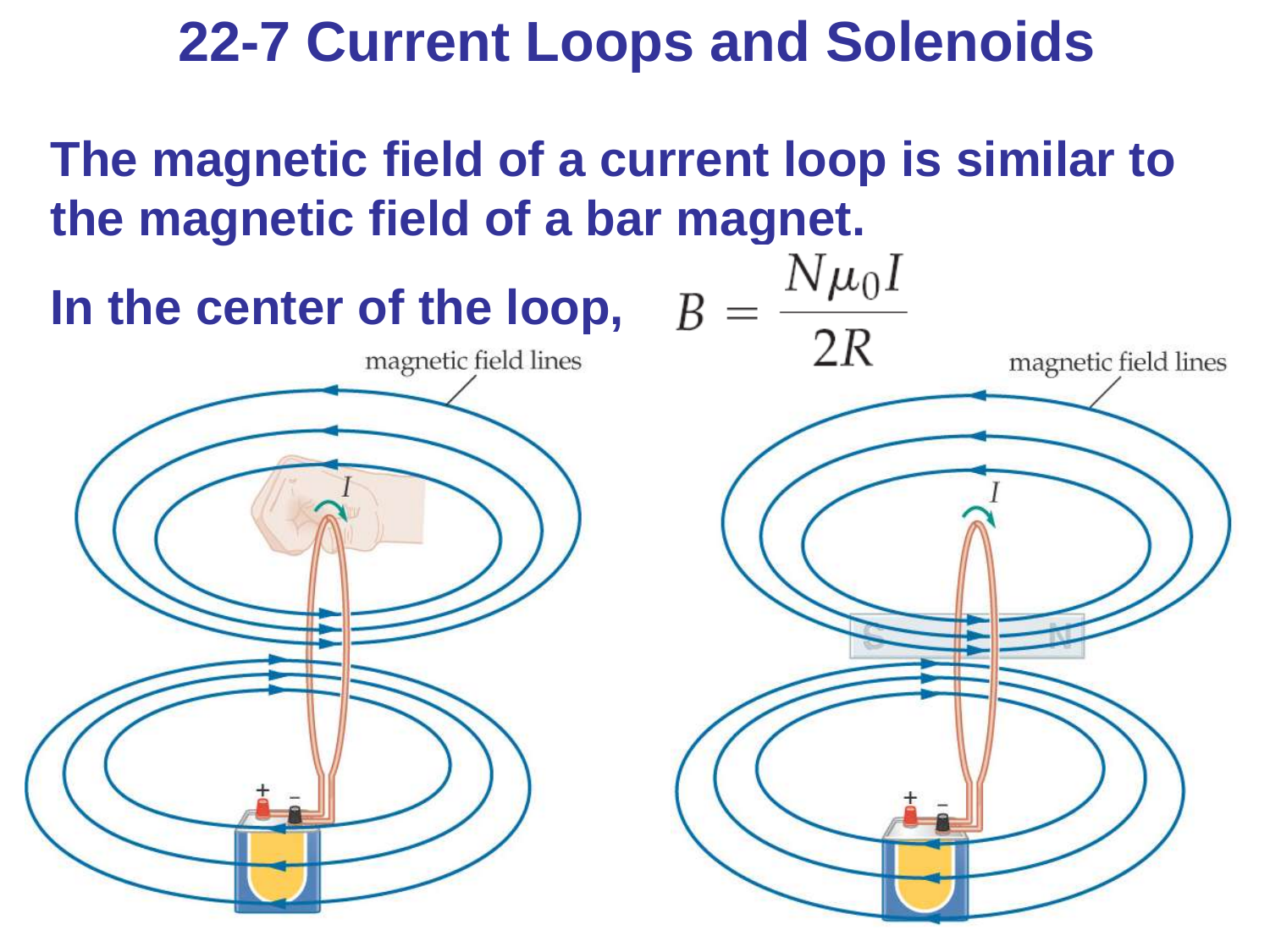# 22-7 Current Loops and Solenoids

**The magnetic field of a current loop is similar to the magnetic field of a bar magnet.**

**In the center of the loop,** $B = \frac{N\mu_0 I}{2R}$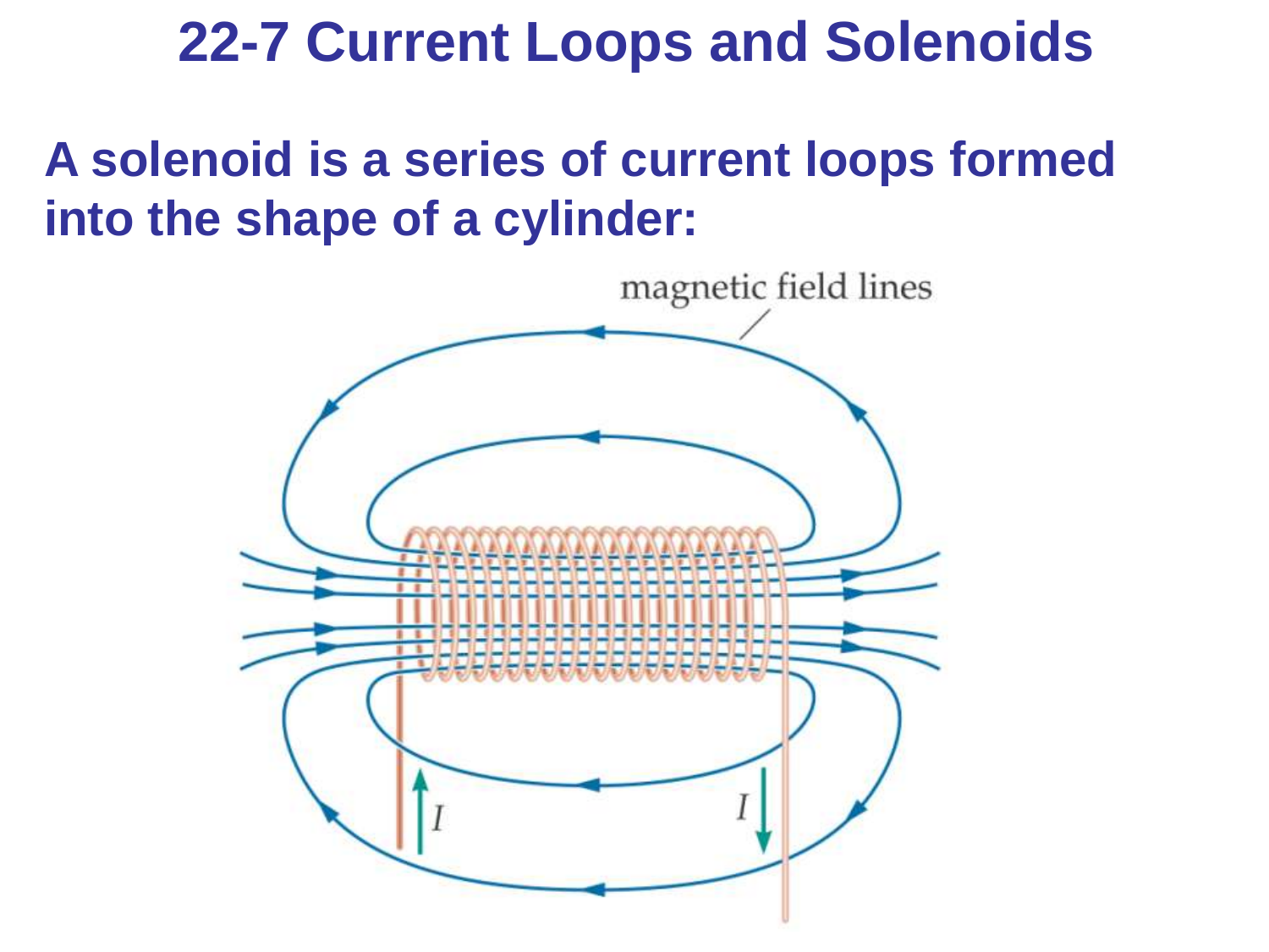# 22-7 Current Loops and Solenoids

**A solenoid is a series of current loops formed into the shape of a cylinder:**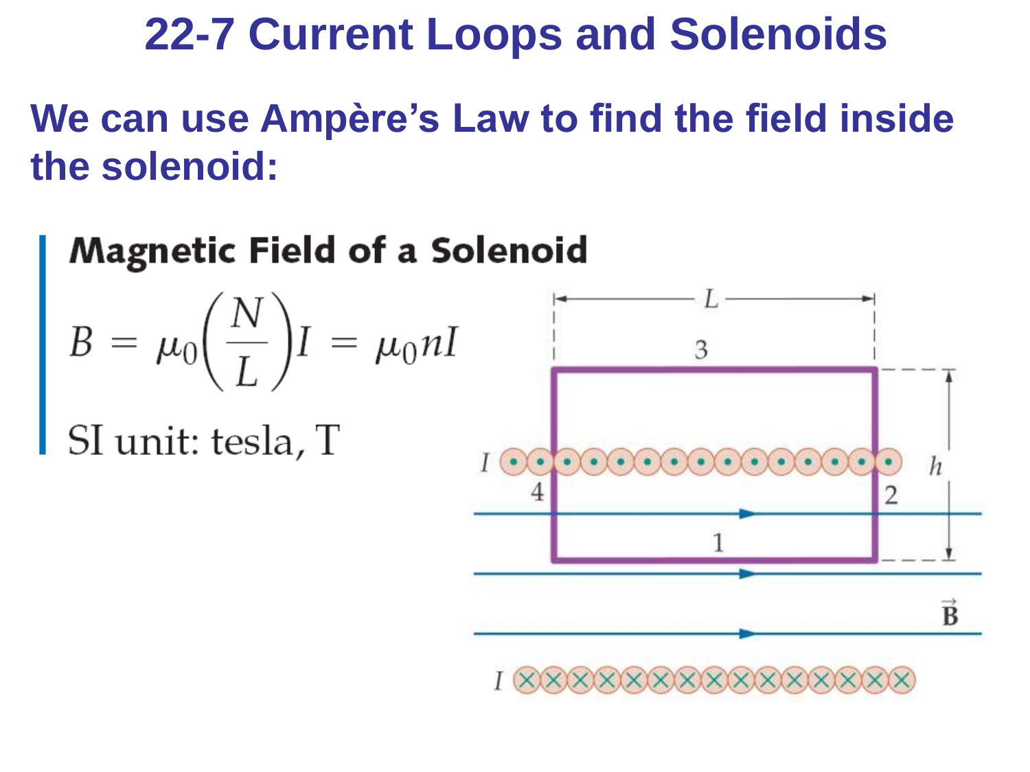# 22-7 Current Loops and Solenoids

**We can use Ampère's Law to find the field inside the solenoid:**

**Magnetic Field of a Solenoid**

$$B = \mu_0\left(\frac{N}{L}\right)I = \mu_0 n I$$

SI unit: tesla, T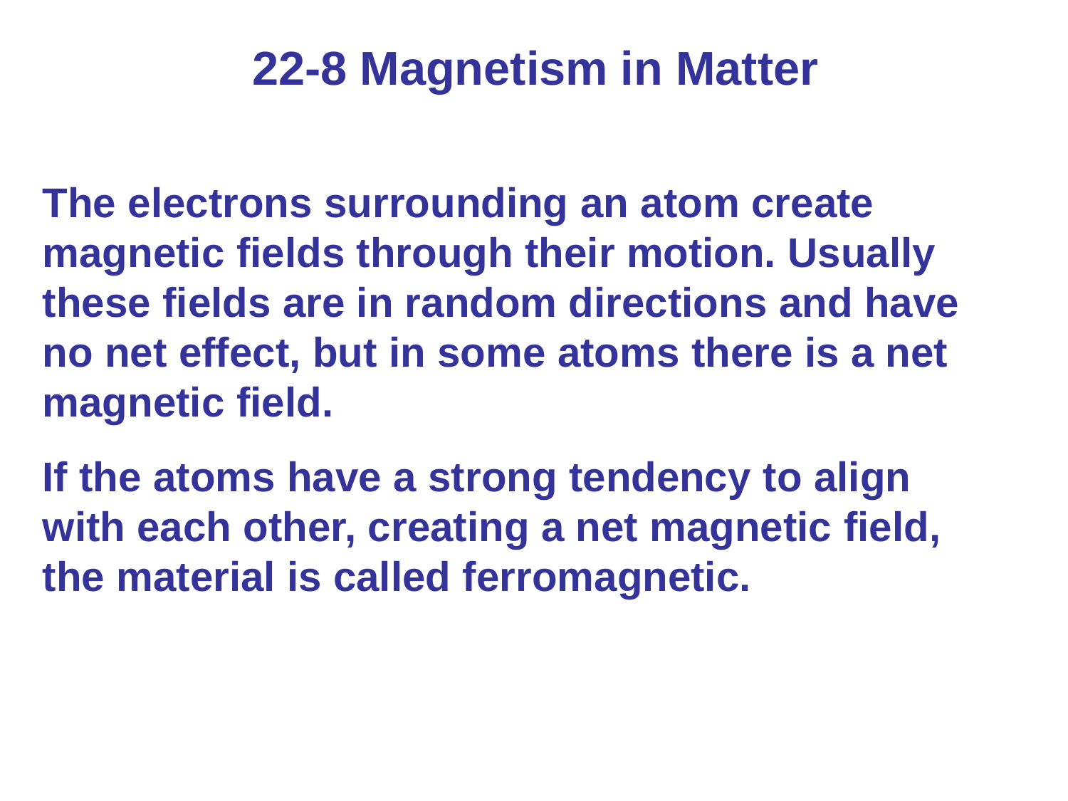# 22-8 Magnetism in Matter

The electrons surrounding an atom create magnetic fields through their motion. Usually these fields are in random directions and have no net effect, but in some atoms there is a net magnetic field.

If the atoms have a strong tendency to align with each other, creating a net magnetic field, the material is called ferromagnetic.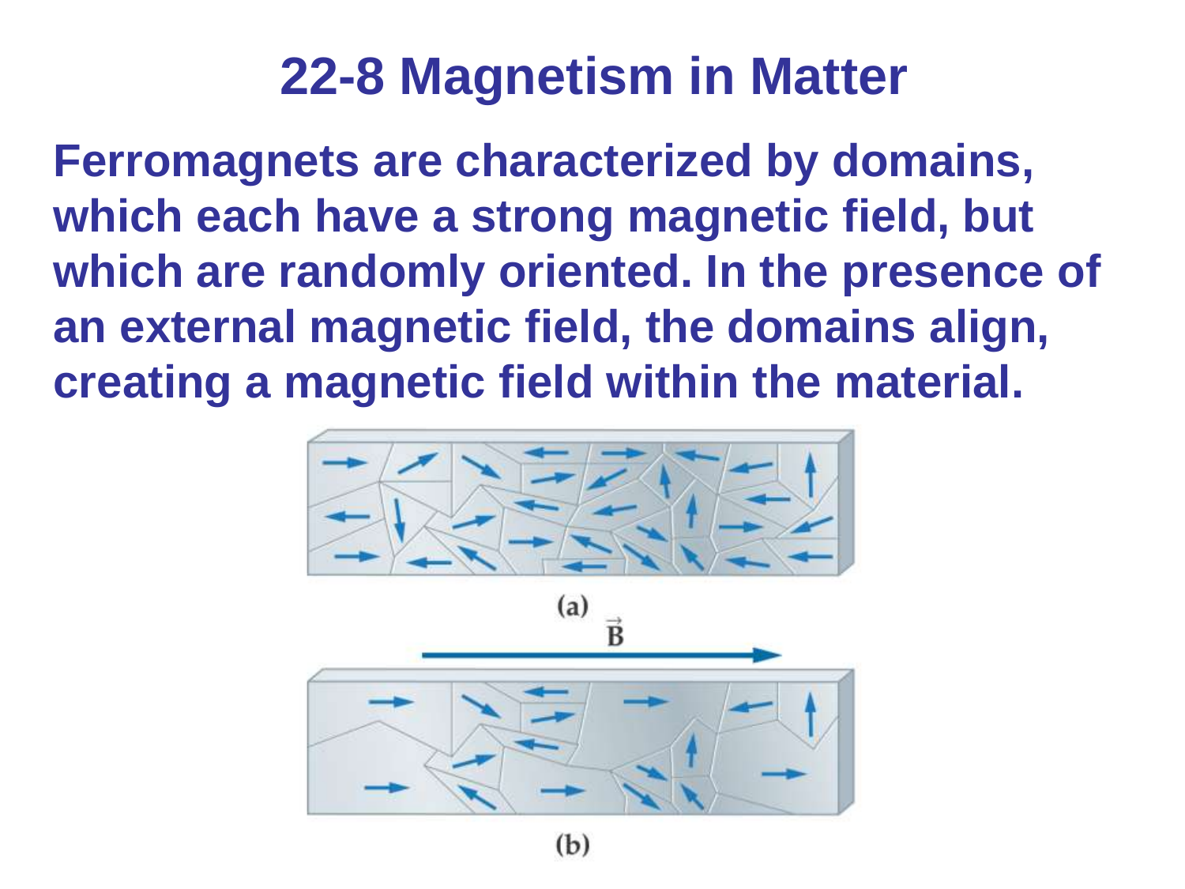# 22-8 Magnetism in Matter

**Ferromagnets are characterized by domains, which each have a strong magnetic field, but which are randomly oriented. In the presence of an external magnetic field, the domains align, creating a magnetic field within the material.**

(a)

$\vec{B}$

(b)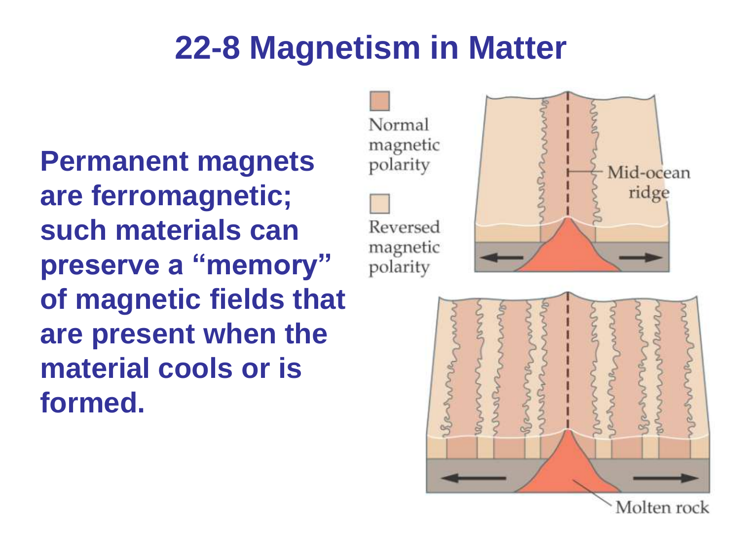# 22-8 Magnetism in Matter

**Permanent magnets are ferromagnetic; such materials can preserve a "memory" of magnetic fields that are present when the material cools or is formed.**

Normal magnetic polarity

Reversed magnetic polarity

Mid-ocean ridge

Molten rock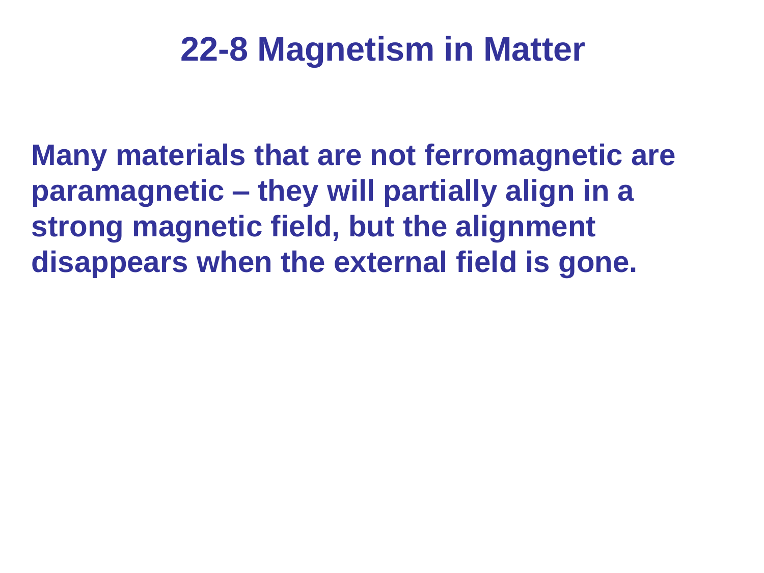# 22-8 Magnetism in Matter

**Many materials that are not ferromagnetic are paramagnetic – they will partially align in a strong magnetic field, but the alignment disappears when the external field is gone.**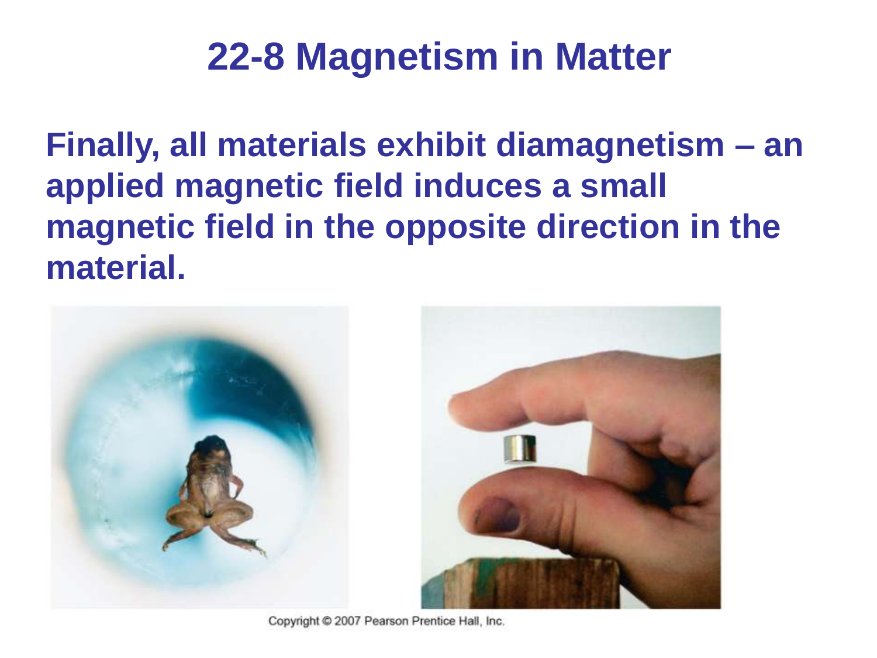# 22-8 Magnetism in Matter

**Finally, all materials exhibit diamagnetism – an applied magnetic field induces a small magnetic field in the opposite direction in the material.**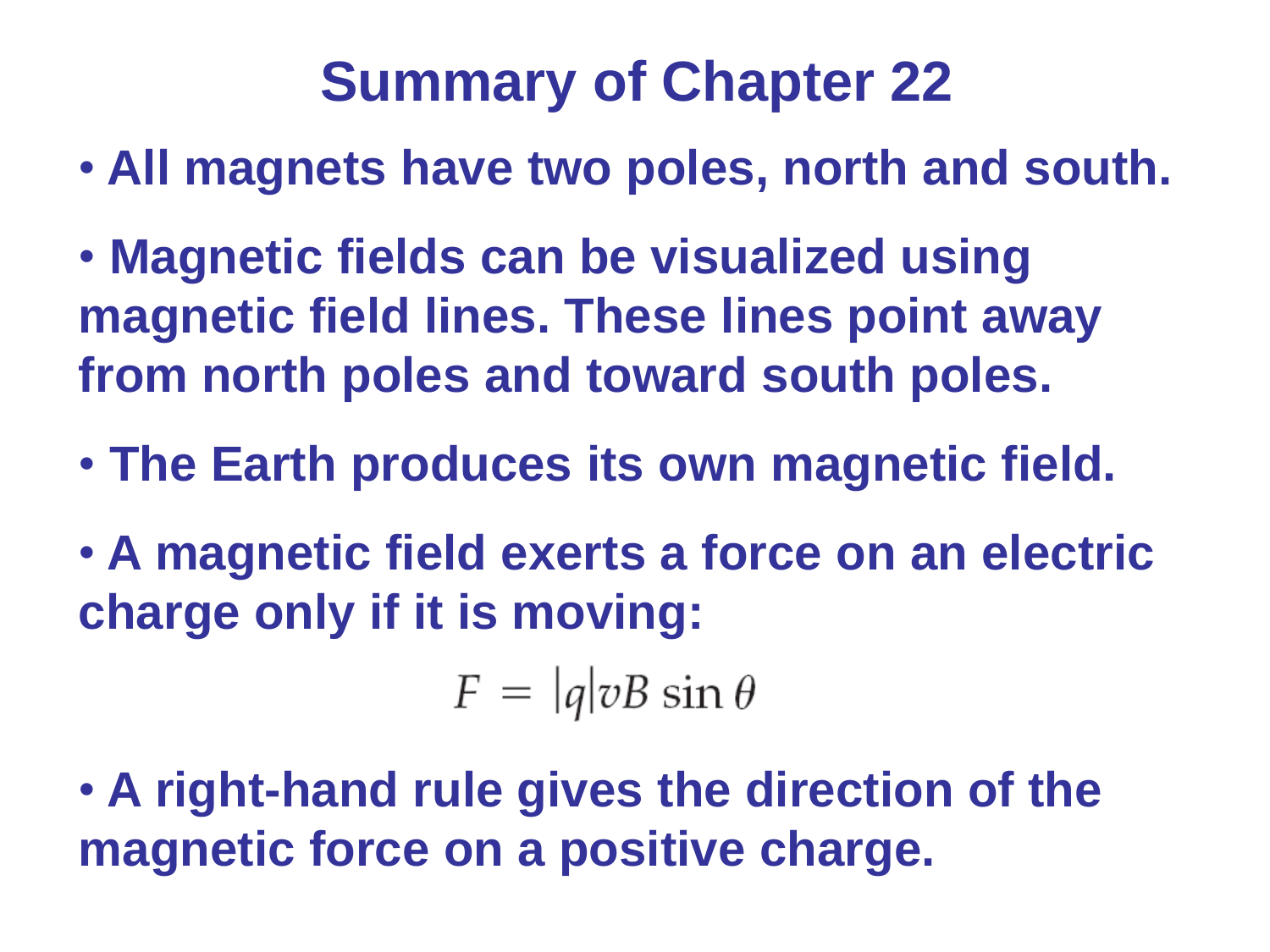# Summary of Chapter 22

- **All magnets have two poles, north and south.**
- **Magnetic fields can be visualized using magnetic field lines. These lines point away from north poles and toward south poles.**
- **The Earth produces its own magnetic field.**
- **A magnetic field exerts a force on an electric charge only if it is moving:**

$$F = |q|vB\sin\theta$$

- **A right-hand rule gives the direction of the magnetic force on a positive charge.**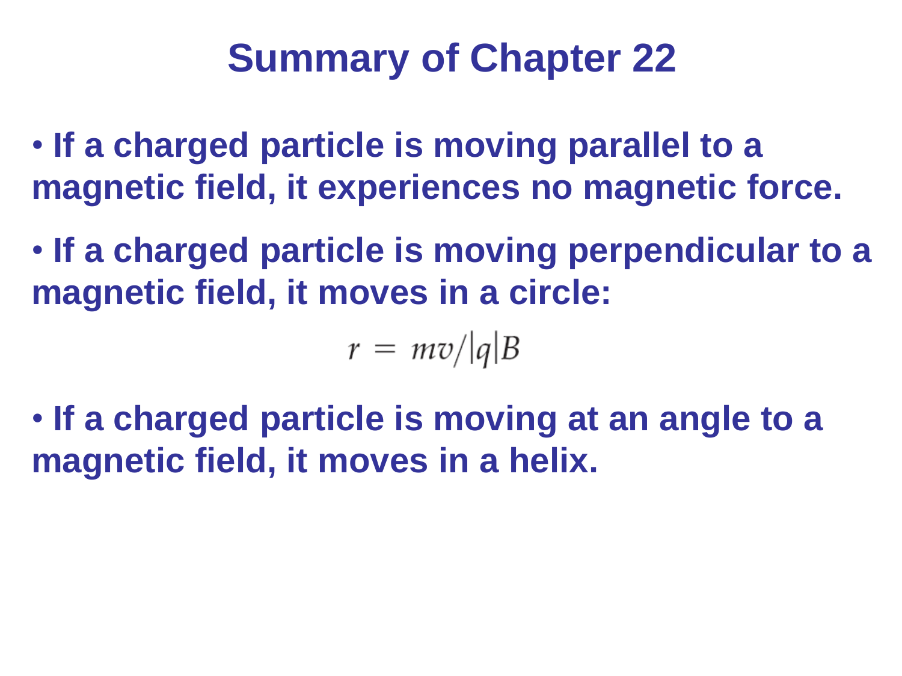# Summary of Chapter 22

- **If a charged particle is moving parallel to a magnetic field, it experiences no magnetic force.**

- **If a charged particle is moving perpendicular to a magnetic field, it moves in a circle:**

$$r = mv/|q|B$$

- **If a charged particle is moving at an angle to a magnetic field, it moves in a helix.**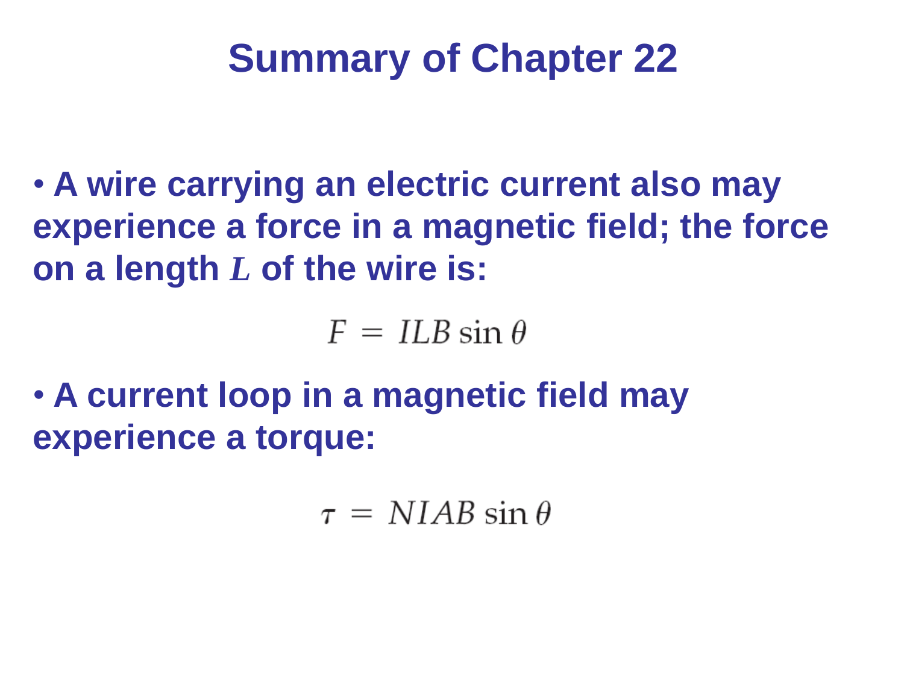# Summary of Chapter 22

- **A wire carrying an electric current also may experience a force in a magnetic field; the force on a length $L$ of the wire is:**

$$F = ILB \sin\theta$$

- **A current loop in a magnetic field may experience a torque:**

$$\tau = NIAB \sin\theta$$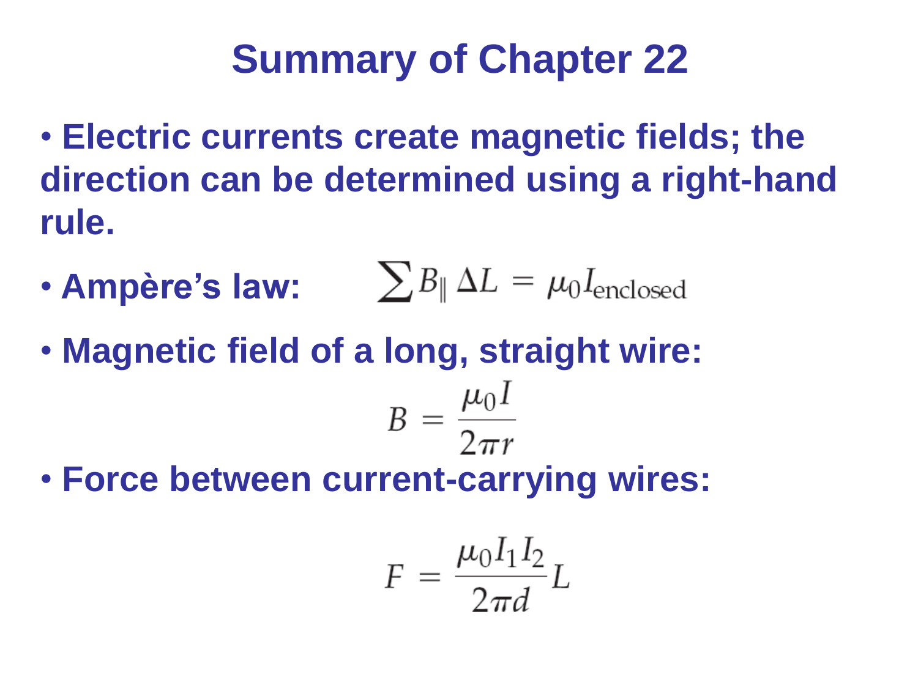# Summary of Chapter 22

- Electric currents create magnetic fields; the direction can be determined using a right-hand rule.
- Ampère's law: $\sum B_{\parallel} \Delta L = \mu_0 I_{\text{enclosed}}$
- Magnetic field of a long, straight wire:

$$B = \frac{\mu_0 I}{2\pi r}$$

- Force between current-carrying wires:

$$F = \frac{\mu_0 I_1 I_2}{2\pi d} L$$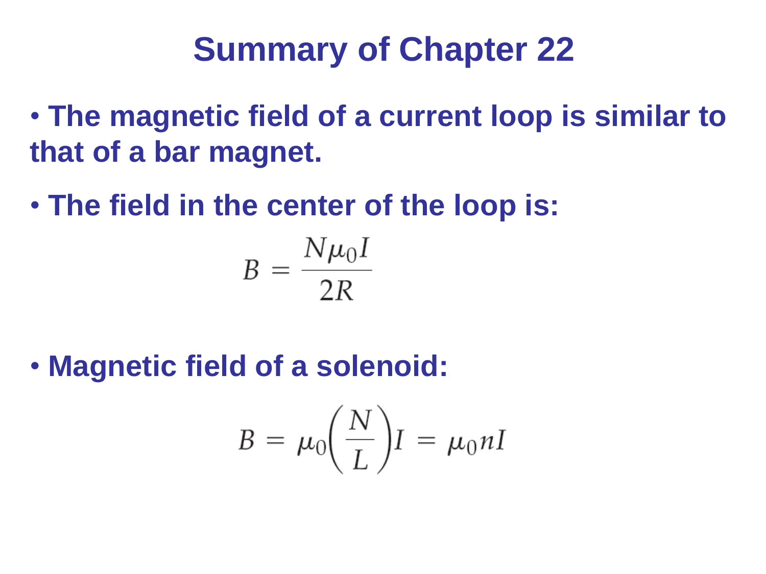# Summary of Chapter 22

- **The magnetic field of a current loop is similar to that of a bar magnet.**
- **The field in the center of the loop is:**

$$B = \frac{N\mu_0 I}{2R}$$

- **Magnetic field of a solenoid:**

$$B = \mu_0\left(\frac{N}{L}\right)I = \mu_0 n I$$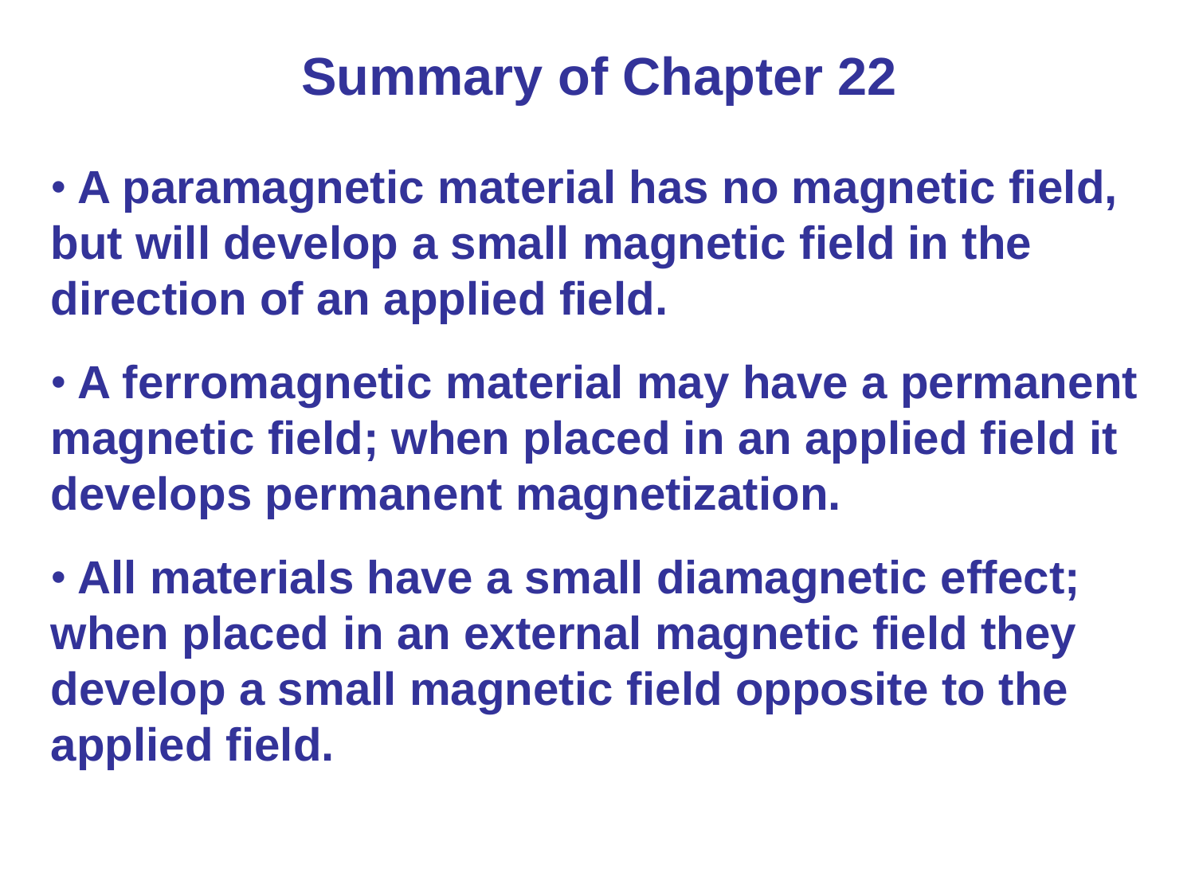# Summary of Chapter 22

- **A paramagnetic material has no magnetic field, but will develop a small magnetic field in the direction of an applied field.**
- **A ferromagnetic material may have a permanent magnetic field; when placed in an applied field it develops permanent magnetization.**
- **All materials have a small diamagnetic effect; when placed in an external magnetic field they develop a small magnetic field opposite to the applied field.**